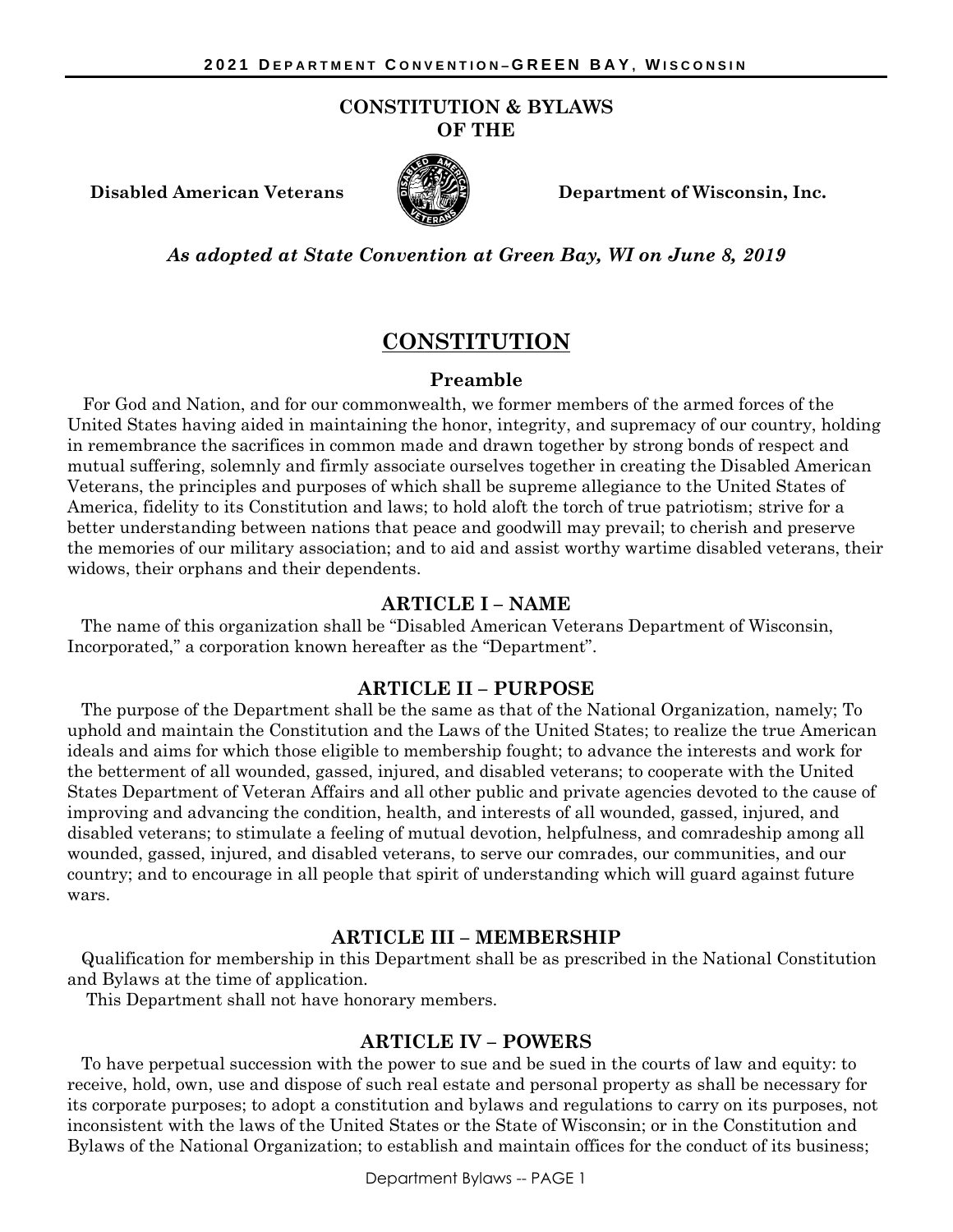# CONSTITUTION & BYLAWS OF THE

**Disabled American Veterans** **Department of Wisconsin, Inc.**

***As adopted at State Convention at Green Bay, WI on June 8, 2019***

## CONSTITUTION

### Preamble

For God and Nation, and for our commonwealth, we former members of the armed forces of the United States having aided in maintaining the honor, integrity, and supremacy of our country, holding in remembrance the sacrifices in common made and drawn together by strong bonds of respect and mutual suffering, solemnly and firmly associate ourselves together in creating the Disabled American Veterans, the principles and purposes of which shall be supreme allegiance to the United States of America, fidelity to its Constitution and laws; to hold aloft the torch of true patriotism; strive for a better understanding between nations that peace and goodwill may prevail; to cherish and preserve the memories of our military association; and to aid and assist worthy wartime disabled veterans, their widows, their orphans and their dependents.

### ARTICLE I – NAME

The name of this organization shall be "Disabled American Veterans Department of Wisconsin, Incorporated," a corporation known hereafter as the "Department".

### ARTICLE II – PURPOSE

The purpose of the Department shall be the same as that of the National Organization, namely; To uphold and maintain the Constitution and the Laws of the United States; to realize the true American ideals and aims for which those eligible to membership fought; to advance the interests and work for the betterment of all wounded, gassed, injured, and disabled veterans; to cooperate with the United States Department of Veteran Affairs and all other public and private agencies devoted to the cause of improving and advancing the condition, health, and interests of all wounded, gassed, injured, and disabled veterans; to stimulate a feeling of mutual devotion, helpfulness, and comradeship among all wounded, gassed, injured, and disabled veterans, to serve our comrades, our communities, and our country; and to encourage in all people that spirit of understanding which will guard against future wars.

### ARTICLE III – MEMBERSHIP

Qualification for membership in this Department shall be as prescribed in the National Constitution and Bylaws at the time of application.

This Department shall not have honorary members.

### ARTICLE IV – POWERS

To have perpetual succession with the power to sue and be sued in the courts of law and equity: to receive, hold, own, use and dispose of such real estate and personal property as shall be necessary for its corporate purposes; to adopt a constitution and bylaws and regulations to carry on its purposes, not inconsistent with the laws of the United States or the State of Wisconsin; or in the Constitution and Bylaws of the National Organization; to establish and maintain offices for the conduct of its business;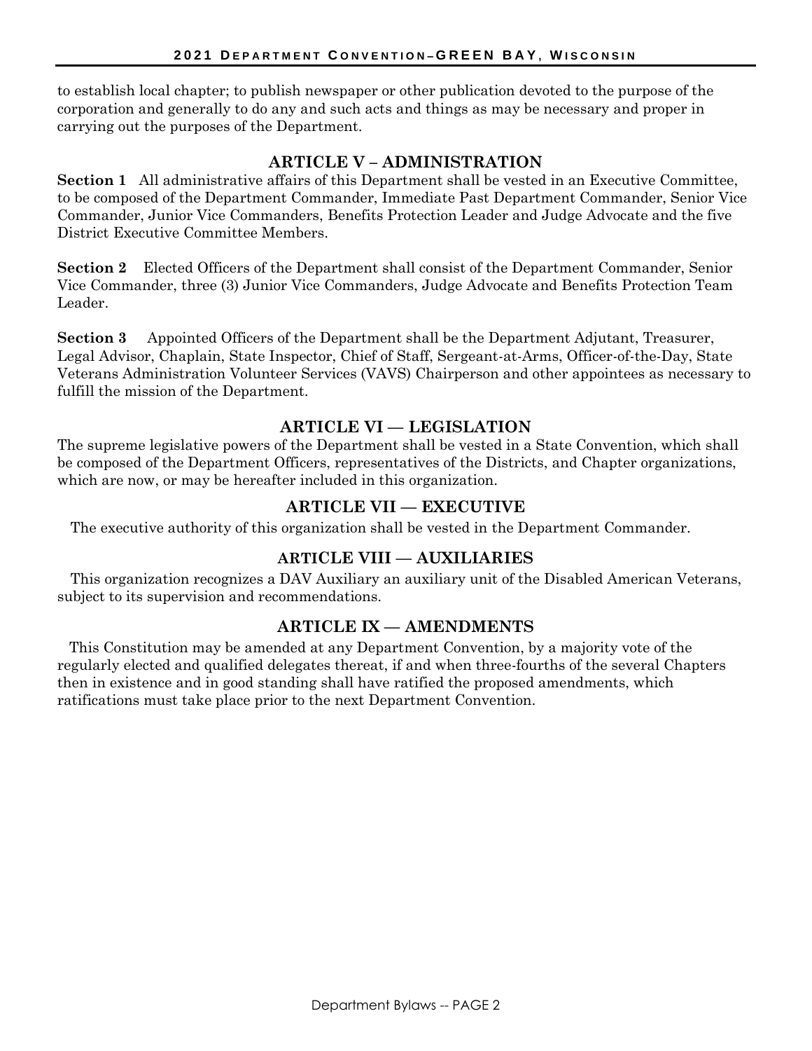to establish local chapter; to publish newspaper or other publication devoted to the purpose of the corporation and generally to do any and such acts and things as may be necessary and proper in carrying out the purposes of the Department.

## ARTICLE V – ADMINISTRATION

**Section 1** All administrative affairs of this Department shall be vested in an Executive Committee, to be composed of the Department Commander, Immediate Past Department Commander, Senior Vice Commander, Junior Vice Commanders, Benefits Protection Leader and Judge Advocate and the five District Executive Committee Members.

**Section 2** Elected Officers of the Department shall consist of the Department Commander, Senior Vice Commander, three (3) Junior Vice Commanders, Judge Advocate and Benefits Protection Team Leader.

**Section 3** Appointed Officers of the Department shall be the Department Adjutant, Treasurer, Legal Advisor, Chaplain, State Inspector, Chief of Staff, Sergeant-at-Arms, Officer-of-the-Day, State Veterans Administration Volunteer Services (VAVS) Chairperson and other appointees as necessary to fulfill the mission of the Department.

## ARTICLE VI — LEGISLATION

The supreme legislative powers of the Department shall be vested in a State Convention, which shall be composed of the Department Officers, representatives of the Districts, and Chapter organizations, which are now, or may be hereafter included in this organization.

## ARTICLE VII — EXECUTIVE

The executive authority of this organization shall be vested in the Department Commander.

## ARTICLE VIII — AUXILIARIES

This organization recognizes a DAV Auxiliary an auxiliary unit of the Disabled American Veterans, subject to its supervision and recommendations.

## ARTICLE IX — AMENDMENTS

This Constitution may be amended at any Department Convention, by a majority vote of the regularly elected and qualified delegates thereat, if and when three-fourths of the several Chapters then in existence and in good standing shall have ratified the proposed amendments, which ratifications must take place prior to the next Department Convention.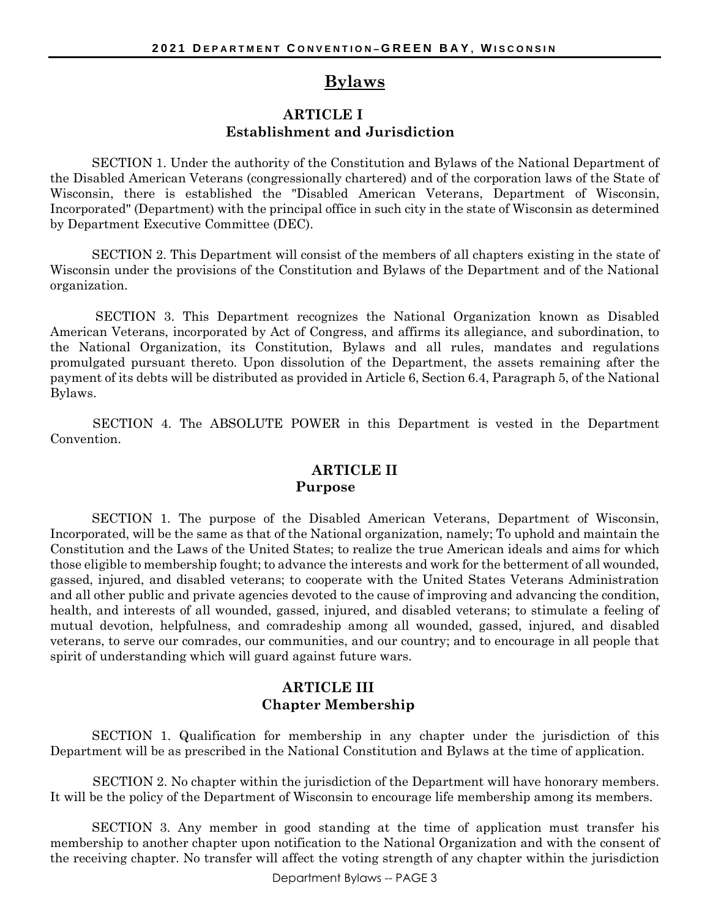# Bylaws

## ARTICLE I
## Establishment and Jurisdiction

SECTION 1. Under the authority of the Constitution and Bylaws of the National Department of the Disabled American Veterans (congressionally chartered) and of the corporation laws of the State of Wisconsin, there is established the "Disabled American Veterans, Department of Wisconsin, Incorporated" (Department) with the principal office in such city in the state of Wisconsin as determined by Department Executive Committee (DEC).

SECTION 2. This Department will consist of the members of all chapters existing in the state of Wisconsin under the provisions of the Constitution and Bylaws of the Department and of the National organization.

SECTION 3. This Department recognizes the National Organization known as Disabled American Veterans, incorporated by Act of Congress, and affirms its allegiance, and subordination, to the National Organization, its Constitution, Bylaws and all rules, mandates and regulations promulgated pursuant thereto. Upon dissolution of the Department, the assets remaining after the payment of its debts will be distributed as provided in Article 6, Section 6.4, Paragraph 5, of the National Bylaws.

SECTION 4. The ABSOLUTE POWER in this Department is vested in the Department Convention.

## ARTICLE II
## Purpose

SECTION 1. The purpose of the Disabled American Veterans, Department of Wisconsin, Incorporated, will be the same as that of the National organization, namely; To uphold and maintain the Constitution and the Laws of the United States; to realize the true American ideals and aims for which those eligible to membership fought; to advance the interests and work for the betterment of all wounded, gassed, injured, and disabled veterans; to cooperate with the United States Veterans Administration and all other public and private agencies devoted to the cause of improving and advancing the condition, health, and interests of all wounded, gassed, injured, and disabled veterans; to stimulate a feeling of mutual devotion, helpfulness, and comradeship among all wounded, gassed, injured, and disabled veterans, to serve our comrades, our communities, and our country; and to encourage in all people that spirit of understanding which will guard against future wars.

## ARTICLE III
## Chapter Membership

SECTION 1. Qualification for membership in any chapter under the jurisdiction of this Department will be as prescribed in the National Constitution and Bylaws at the time of application.

SECTION 2. No chapter within the jurisdiction of the Department will have honorary members. It will be the policy of the Department of Wisconsin to encourage life membership among its members.

SECTION 3. Any member in good standing at the time of application must transfer his membership to another chapter upon notification to the National Organization and with the consent of the receiving chapter. No transfer will affect the voting strength of any chapter within the jurisdiction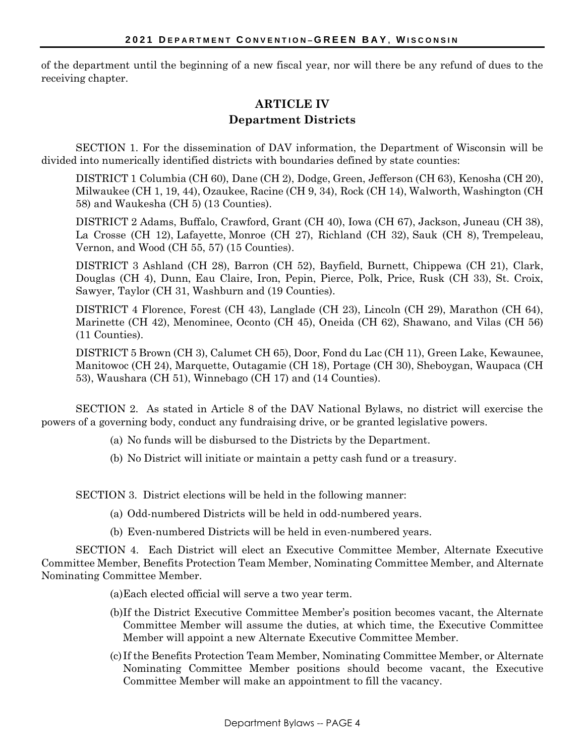of the department until the beginning of a new fiscal year, nor will there be any refund of dues to the receiving chapter.

## ARTICLE IV
## Department Districts

SECTION 1. For the dissemination of DAV information, the Department of Wisconsin will be divided into numerically identified districts with boundaries defined by state counties:

DISTRICT 1 Columbia (CH 60), Dane (CH 2), Dodge, Green, Jefferson (CH 63), Kenosha (CH 20), Milwaukee (CH 1, 19, 44), Ozaukee, Racine (CH 9, 34), Rock (CH 14), Walworth, Washington (CH 58) and Waukesha (CH 5) (13 Counties).

DISTRICT 2 Adams, Buffalo, Crawford, Grant (CH 40), Iowa (CH 67), Jackson, Juneau (CH 38), La Crosse (CH 12), Lafayette, Monroe (CH 27), Richland (CH 32), Sauk (CH 8), Trempeleau, Vernon, and Wood (CH 55, 57) (15 Counties).

DISTRICT 3 Ashland (CH 28), Barron (CH 52), Bayfield, Burnett, Chippewa (CH 21), Clark, Douglas (CH 4), Dunn, Eau Claire, Iron, Pepin, Pierce, Polk, Price, Rusk (CH 33), St. Croix, Sawyer, Taylor (CH 31, Washburn and (19 Counties).

DISTRICT 4 Florence, Forest (CH 43), Langlade (CH 23), Lincoln (CH 29), Marathon (CH 64), Marinette (CH 42), Menominee, Oconto (CH 45), Oneida (CH 62), Shawano, and Vilas (CH 56) (11 Counties).

DISTRICT 5 Brown (CH 3), Calumet CH 65), Door, Fond du Lac (CH 11), Green Lake, Kewaunee, Manitowoc (CH 24), Marquette, Outagamie (CH 18), Portage (CH 30), Sheboygan, Waupaca (CH 53), Waushara (CH 51), Winnebago (CH 17) and (14 Counties).

SECTION 2. As stated in Article 8 of the DAV National Bylaws, no district will exercise the powers of a governing body, conduct any fundraising drive, or be granted legislative powers.

(a) No funds will be disbursed to the Districts by the Department.

(b) No District will initiate or maintain a petty cash fund or a treasury.

SECTION 3. District elections will be held in the following manner:

(a) Odd-numbered Districts will be held in odd-numbered years.

(b) Even-numbered Districts will be held in even-numbered years.

SECTION 4. Each District will elect an Executive Committee Member, Alternate Executive Committee Member, Benefits Protection Team Member, Nominating Committee Member, and Alternate Nominating Committee Member.

(a) Each elected official will serve a two year term.

(b) If the District Executive Committee Member's position becomes vacant, the Alternate Committee Member will assume the duties, at which time, the Executive Committee Member will appoint a new Alternate Executive Committee Member.

(c) If the Benefits Protection Team Member, Nominating Committee Member, or Alternate Nominating Committee Member positions should become vacant, the Executive Committee Member will make an appointment to fill the vacancy.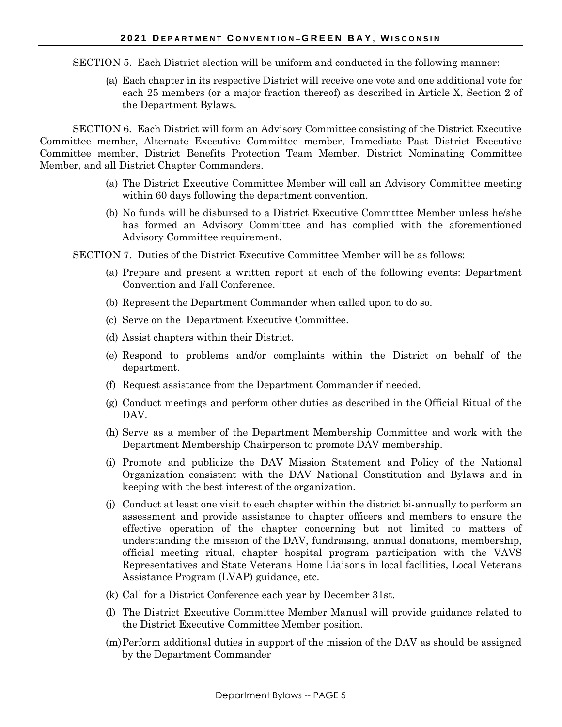SECTION 5. Each District election will be uniform and conducted in the following manner:

(a) Each chapter in its respective District will receive one vote and one additional vote for each 25 members (or a major fraction thereof) as described in Article X, Section 2 of the Department Bylaws.

SECTION 6. Each District will form an Advisory Committee consisting of the District Executive Committee member, Alternate Executive Committee member, Immediate Past District Executive Committee member, District Benefits Protection Team Member, District Nominating Committee Member, and all District Chapter Commanders.

(a) The District Executive Committee Member will call an Advisory Committee meeting within 60 days following the department convention.

(b) No funds will be disbursed to a District Executive Commtttee Member unless he/she has formed an Advisory Committee and has complied with the aforementioned Advisory Committee requirement.

SECTION 7. Duties of the District Executive Committee Member will be as follows:

(a) Prepare and present a written report at each of the following events: Department Convention and Fall Conference.

(b) Represent the Department Commander when called upon to do so.

(c) Serve on the Department Executive Committee.

(d) Assist chapters within their District.

(e) Respond to problems and/or complaints within the District on behalf of the department.

(f) Request assistance from the Department Commander if needed.

(g) Conduct meetings and perform other duties as described in the Official Ritual of the DAV.

(h) Serve as a member of the Department Membership Committee and work with the Department Membership Chairperson to promote DAV membership.

(i) Promote and publicize the DAV Mission Statement and Policy of the National Organization consistent with the DAV National Constitution and Bylaws and in keeping with the best interest of the organization.

(j) Conduct at least one visit to each chapter within the district bi-annually to perform an assessment and provide assistance to chapter officers and members to ensure the effective operation of the chapter concerning but not limited to matters of understanding the mission of the DAV, fundraising, annual donations, membership, official meeting ritual, chapter hospital program participation with the VAVS Representatives and State Veterans Home Liaisons in local facilities, Local Veterans Assistance Program (LVAP) guidance, etc.

(k) Call for a District Conference each year by December 31st.

(l) The District Executive Committee Member Manual will provide guidance related to the District Executive Committee Member position.

(m) Perform additional duties in support of the mission of the DAV as should be assigned by the Department Commander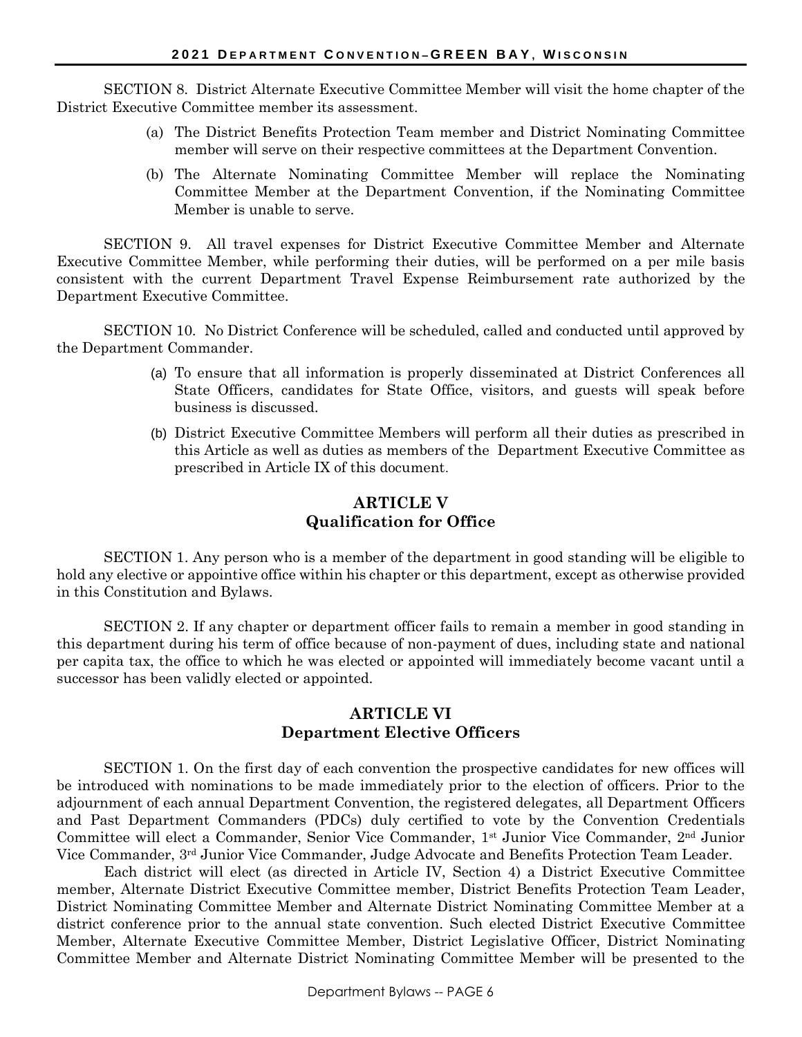SECTION 8. District Alternate Executive Committee Member will visit the home chapter of the District Executive Committee member its assessment.

(a) The District Benefits Protection Team member and District Nominating Committee member will serve on their respective committees at the Department Convention.

(b) The Alternate Nominating Committee Member will replace the Nominating Committee Member at the Department Convention, if the Nominating Committee Member is unable to serve.

SECTION 9. All travel expenses for District Executive Committee Member and Alternate Executive Committee Member, while performing their duties, will be performed on a per mile basis consistent with the current Department Travel Expense Reimbursement rate authorized by the Department Executive Committee.

SECTION 10. No District Conference will be scheduled, called and conducted until approved by the Department Commander.

(a) To ensure that all information is properly disseminated at District Conferences all State Officers, candidates for State Office, visitors, and guests will speak before business is discussed.

(b) District Executive Committee Members will perform all their duties as prescribed in this Article as well as duties as members of the Department Executive Committee as prescribed in Article IX of this document.

## ARTICLE V
## Qualification for Office

SECTION 1. Any person who is a member of the department in good standing will be eligible to hold any elective or appointive office within his chapter or this department, except as otherwise provided in this Constitution and Bylaws.

SECTION 2. If any chapter or department officer fails to remain a member in good standing in this department during his term of office because of non-payment of dues, including state and national per capita tax, the office to which he was elected or appointed will immediately become vacant until a successor has been validly elected or appointed.

## ARTICLE VI
## Department Elective Officers

SECTION 1. On the first day of each convention the prospective candidates for new offices will be introduced with nominations to be made immediately prior to the election of officers. Prior to the adjournment of each annual Department Convention, the registered delegates, all Department Officers and Past Department Commanders (PDCs) duly certified to vote by the Convention Credentials Committee will elect a Commander, Senior Vice Commander, 1st Junior Vice Commander, 2nd Junior Vice Commander, 3rd Junior Vice Commander, Judge Advocate and Benefits Protection Team Leader.

Each district will elect (as directed in Article IV, Section 4) a District Executive Committee member, Alternate District Executive Committee member, District Benefits Protection Team Leader, District Nominating Committee Member and Alternate District Nominating Committee Member at a district conference prior to the annual state convention. Such elected District Executive Committee Member, Alternate Executive Committee Member, District Legislative Officer, District Nominating Committee Member and Alternate District Nominating Committee Member will be presented to the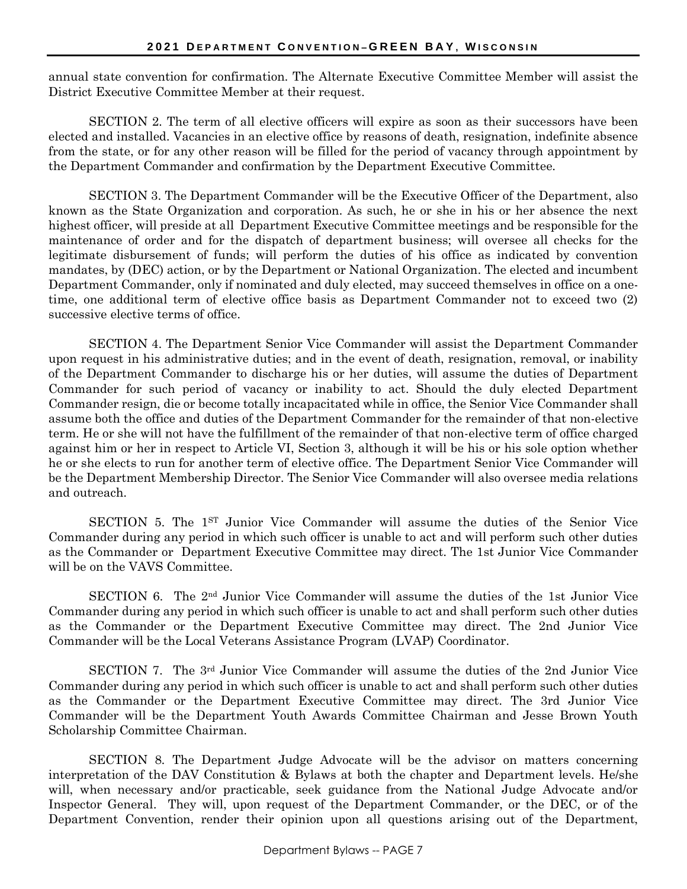annual state convention for confirmation. The Alternate Executive Committee Member will assist the District Executive Committee Member at their request.

SECTION 2. The term of all elective officers will expire as soon as their successors have been elected and installed. Vacancies in an elective office by reasons of death, resignation, indefinite absence from the state, or for any other reason will be filled for the period of vacancy through appointment by the Department Commander and confirmation by the Department Executive Committee.

SECTION 3. The Department Commander will be the Executive Officer of the Department, also known as the State Organization and corporation. As such, he or she in his or her absence the next highest officer, will preside at all Department Executive Committee meetings and be responsible for the maintenance of order and for the dispatch of department business; will oversee all checks for the legitimate disbursement of funds; will perform the duties of his office as indicated by convention mandates, by (DEC) action, or by the Department or National Organization. The elected and incumbent Department Commander, only if nominated and duly elected, may succeed themselves in office on a one-time, one additional term of elective office basis as Department Commander not to exceed two (2) successive elective terms of office.

SECTION 4. The Department Senior Vice Commander will assist the Department Commander upon request in his administrative duties; and in the event of death, resignation, removal, or inability of the Department Commander to discharge his or her duties, will assume the duties of Department Commander for such period of vacancy or inability to act. Should the duly elected Department Commander resign, die or become totally incapacitated while in office, the Senior Vice Commander shall assume both the office and duties of the Department Commander for the remainder of that non-elective term. He or she will not have the fulfillment of the remainder of that non-elective term of office charged against him or her in respect to Article VI, Section 3, although it will be his or his sole option whether he or she elects to run for another term of elective office. The Department Senior Vice Commander will be the Department Membership Director. The Senior Vice Commander will also oversee media relations and outreach.

SECTION 5. The 1ST Junior Vice Commander will assume the duties of the Senior Vice Commander during any period in which such officer is unable to act and will perform such other duties as the Commander or Department Executive Committee may direct. The 1st Junior Vice Commander will be on the VAVS Committee.

SECTION 6. The 2nd Junior Vice Commander will assume the duties of the 1st Junior Vice Commander during any period in which such officer is unable to act and shall perform such other duties as the Commander or the Department Executive Committee may direct. The 2nd Junior Vice Commander will be the Local Veterans Assistance Program (LVAP) Coordinator.

SECTION 7. The 3rd Junior Vice Commander will assume the duties of the 2nd Junior Vice Commander during any period in which such officer is unable to act and shall perform such other duties as the Commander or the Department Executive Committee may direct. The 3rd Junior Vice Commander will be the Department Youth Awards Committee Chairman and Jesse Brown Youth Scholarship Committee Chairman.

SECTION 8. The Department Judge Advocate will be the advisor on matters concerning interpretation of the DAV Constitution & Bylaws at both the chapter and Department levels. He/she will, when necessary and/or practicable, seek guidance from the National Judge Advocate and/or Inspector General. They will, upon request of the Department Commander, or the DEC, or of the Department Convention, render their opinion upon all questions arising out of the Department,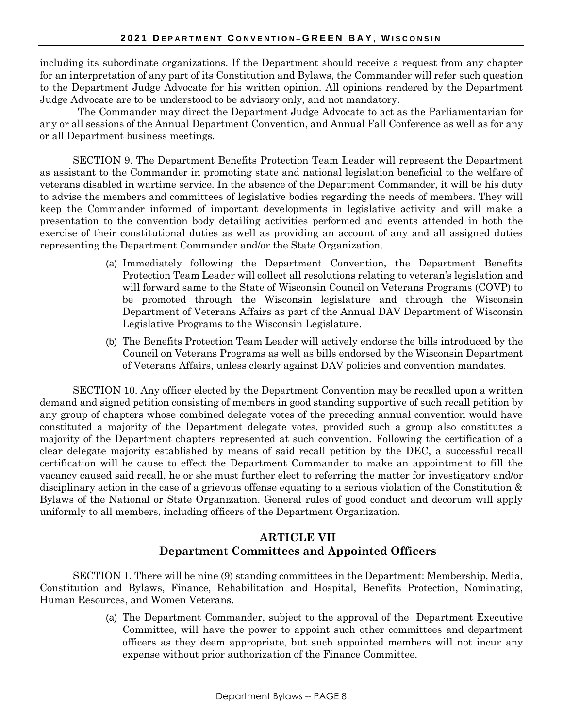including its subordinate organizations. If the Department should receive a request from any chapter for an interpretation of any part of its Constitution and Bylaws, the Commander will refer such question to the Department Judge Advocate for his written opinion. All opinions rendered by the Department Judge Advocate are to be understood to be advisory only, and not mandatory.

The Commander may direct the Department Judge Advocate to act as the Parliamentarian for any or all sessions of the Annual Department Convention, and Annual Fall Conference as well as for any or all Department business meetings.

SECTION 9. The Department Benefits Protection Team Leader will represent the Department as assistant to the Commander in promoting state and national legislation beneficial to the welfare of veterans disabled in wartime service. In the absence of the Department Commander, it will be his duty to advise the members and committees of legislative bodies regarding the needs of members. They will keep the Commander informed of important developments in legislative activity and will make a presentation to the convention body detailing activities performed and events attended in both the exercise of their constitutional duties as well as providing an account of any and all assigned duties representing the Department Commander and/or the State Organization.

(a) Immediately following the Department Convention, the Department Benefits Protection Team Leader will collect all resolutions relating to veteran's legislation and will forward same to the State of Wisconsin Council on Veterans Programs (COVP) to be promoted through the Wisconsin legislature and through the Wisconsin Department of Veterans Affairs as part of the Annual DAV Department of Wisconsin Legislative Programs to the Wisconsin Legislature.

(b) The Benefits Protection Team Leader will actively endorse the bills introduced by the Council on Veterans Programs as well as bills endorsed by the Wisconsin Department of Veterans Affairs, unless clearly against DAV policies and convention mandates.

SECTION 10. Any officer elected by the Department Convention may be recalled upon a written demand and signed petition consisting of members in good standing supportive of such recall petition by any group of chapters whose combined delegate votes of the preceding annual convention would have constituted a majority of the Department delegate votes, provided such a group also constitutes a majority of the Department chapters represented at such convention. Following the certification of a clear delegate majority established by means of said recall petition by the DEC, a successful recall certification will be cause to effect the Department Commander to make an appointment to fill the vacancy caused said recall, he or she must further elect to referring the matter for investigatory and/or disciplinary action in the case of a grievous offense equating to a serious violation of the Constitution & Bylaws of the National or State Organization. General rules of good conduct and decorum will apply uniformly to all members, including officers of the Department Organization.

## ARTICLE VII
## Department Committees and Appointed Officers

SECTION 1. There will be nine (9) standing committees in the Department: Membership, Media, Constitution and Bylaws, Finance, Rehabilitation and Hospital, Benefits Protection, Nominating, Human Resources, and Women Veterans.

(a) The Department Commander, subject to the approval of the Department Executive Committee, will have the power to appoint such other committees and department officers as they deem appropriate, but such appointed members will not incur any expense without prior authorization of the Finance Committee.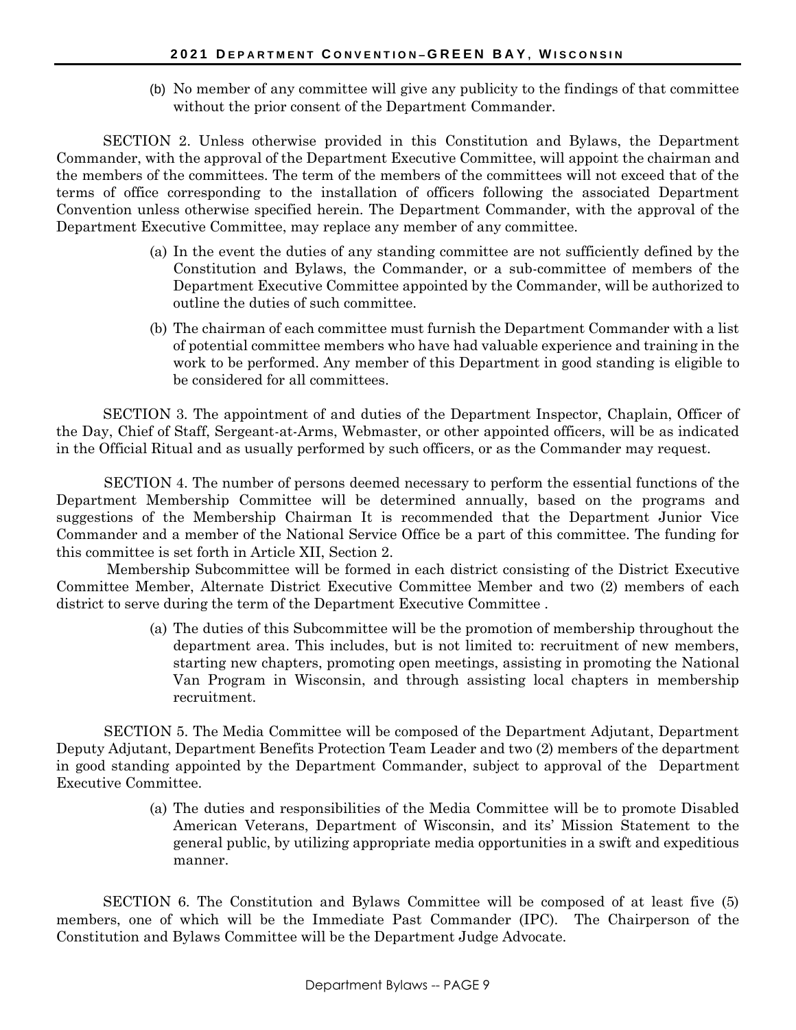(b) No member of any committee will give any publicity to the findings of that committee without the prior consent of the Department Commander.

SECTION 2. Unless otherwise provided in this Constitution and Bylaws, the Department Commander, with the approval of the Department Executive Committee, will appoint the chairman and the members of the committees. The term of the members of the committees will not exceed that of the terms of office corresponding to the installation of officers following the associated Department Convention unless otherwise specified herein. The Department Commander, with the approval of the Department Executive Committee, may replace any member of any committee.

(a) In the event the duties of any standing committee are not sufficiently defined by the Constitution and Bylaws, the Commander, or a sub-committee of members of the Department Executive Committee appointed by the Commander, will be authorized to outline the duties of such committee.

(b) The chairman of each committee must furnish the Department Commander with a list of potential committee members who have had valuable experience and training in the work to be performed. Any member of this Department in good standing is eligible to be considered for all committees.

SECTION 3. The appointment of and duties of the Department Inspector, Chaplain, Officer of the Day, Chief of Staff, Sergeant-at-Arms, Webmaster, or other appointed officers, will be as indicated in the Official Ritual and as usually performed by such officers, or as the Commander may request.

SECTION 4. The number of persons deemed necessary to perform the essential functions of the Department Membership Committee will be determined annually, based on the programs and suggestions of the Membership Chairman It is recommended that the Department Junior Vice Commander and a member of the National Service Office be a part of this committee. The funding for this committee is set forth in Article XII, Section 2.

Membership Subcommittee will be formed in each district consisting of the District Executive Committee Member, Alternate District Executive Committee Member and two (2) members of each district to serve during the term of the Department Executive Committee .

(a) The duties of this Subcommittee will be the promotion of membership throughout the department area. This includes, but is not limited to: recruitment of new members, starting new chapters, promoting open meetings, assisting in promoting the National Van Program in Wisconsin, and through assisting local chapters in membership recruitment.

SECTION 5. The Media Committee will be composed of the Department Adjutant, Department Deputy Adjutant, Department Benefits Protection Team Leader and two (2) members of the department in good standing appointed by the Department Commander, subject to approval of the Department Executive Committee.

(a) The duties and responsibilities of the Media Committee will be to promote Disabled American Veterans, Department of Wisconsin, and its' Mission Statement to the general public, by utilizing appropriate media opportunities in a swift and expeditious manner.

SECTION 6. The Constitution and Bylaws Committee will be composed of at least five (5) members, one of which will be the Immediate Past Commander (IPC). The Chairperson of the Constitution and Bylaws Committee will be the Department Judge Advocate.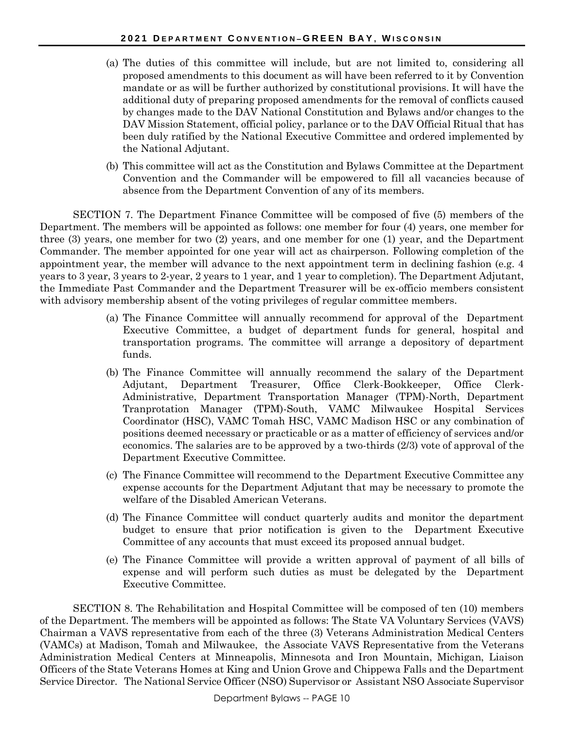(a) The duties of this committee will include, but are not limited to, considering all proposed amendments to this document as will have been referred to it by Convention mandate or as will be further authorized by constitutional provisions. It will have the additional duty of preparing proposed amendments for the removal of conflicts caused by changes made to the DAV National Constitution and Bylaws and/or changes to the DAV Mission Statement, official policy, parlance or to the DAV Official Ritual that has been duly ratified by the National Executive Committee and ordered implemented by the National Adjutant.

(b) This committee will act as the Constitution and Bylaws Committee at the Department Convention and the Commander will be empowered to fill all vacancies because of absence from the Department Convention of any of its members.

SECTION 7. The Department Finance Committee will be composed of five (5) members of the Department. The members will be appointed as follows: one member for four (4) years, one member for three (3) years, one member for two (2) years, and one member for one (1) year, and the Department Commander. The member appointed for one year will act as chairperson. Following completion of the appointment year, the member will advance to the next appointment term in declining fashion (e.g. 4 years to 3 year, 3 years to 2-year, 2 years to 1 year, and 1 year to completion). The Department Adjutant, the Immediate Past Commander and the Department Treasurer will be ex-officio members consistent with advisory membership absent of the voting privileges of regular committee members.

(a) The Finance Committee will annually recommend for approval of the Department Executive Committee, a budget of department funds for general, hospital and transportation programs. The committee will arrange a depository of department funds.

(b) The Finance Committee will annually recommend the salary of the Department Adjutant, Department Treasurer, Office Clerk-Bookkeeper, Office Clerk-Administrative, Department Transportation Manager (TPM)-North, Department Tranprotation Manager (TPM)-South, VAMC Milwaukee Hospital Services Coordinator (HSC), VAMC Tomah HSC, VAMC Madison HSC or any combination of positions deemed necessary or practicable or as a matter of efficiency of services and/or economics. The salaries are to be approved by a two-thirds (2/3) vote of approval of the Department Executive Committee.

(c) The Finance Committee will recommend to the Department Executive Committee any expense accounts for the Department Adjutant that may be necessary to promote the welfare of the Disabled American Veterans.

(d) The Finance Committee will conduct quarterly audits and monitor the department budget to ensure that prior notification is given to the Department Executive Committee of any accounts that must exceed its proposed annual budget.

(e) The Finance Committee will provide a written approval of payment of all bills of expense and will perform such duties as must be delegated by the Department Executive Committee.

SECTION 8. The Rehabilitation and Hospital Committee will be composed of ten (10) members of the Department. The members will be appointed as follows: The State VA Voluntary Services (VAVS) Chairman a VAVS representative from each of the three (3) Veterans Administration Medical Centers (VAMCs) at Madison, Tomah and Milwaukee, the Associate VAVS Representative from the Veterans Administration Medical Centers at Minneapolis, Minnesota and Iron Mountain, Michigan, Liaison Officers of the State Veterans Homes at King and Union Grove and Chippewa Falls and the Department Service Director. The National Service Officer (NSO) Supervisor or Assistant NSO Associate Supervisor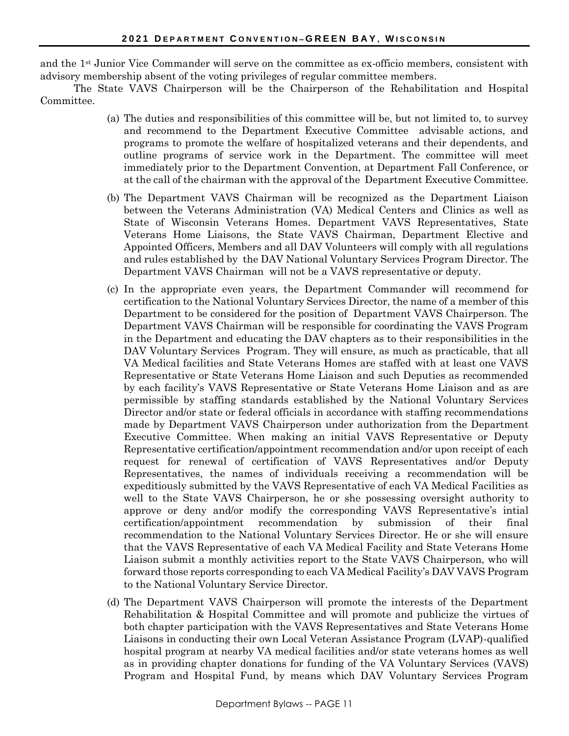and the 1st Junior Vice Commander will serve on the committee as ex-officio members, consistent with advisory membership absent of the voting privileges of regular committee members.

The State VAVS Chairperson will be the Chairperson of the Rehabilitation and Hospital Committee.

(a) The duties and responsibilities of this committee will be, but not limited to, to survey and recommend to the Department Executive Committee advisable actions, and programs to promote the welfare of hospitalized veterans and their dependents, and outline programs of service work in the Department. The committee will meet immediately prior to the Department Convention, at Department Fall Conference, or at the call of the chairman with the approval of the Department Executive Committee.

(b) The Department VAVS Chairman will be recognized as the Department Liaison between the Veterans Administration (VA) Medical Centers and Clinics as well as State of Wisconsin Veterans Homes. Department VAVS Representatives, State Veterans Home Liaisons, the State VAVS Chairman, Department Elective and Appointed Officers, Members and all DAV Volunteers will comply with all regulations and rules established by the DAV National Voluntary Services Program Director. The Department VAVS Chairman will not be a VAVS representative or deputy.

(c) In the appropriate even years, the Department Commander will recommend for certification to the National Voluntary Services Director, the name of a member of this Department to be considered for the position of Department VAVS Chairperson. The Department VAVS Chairman will be responsible for coordinating the VAVS Program in the Department and educating the DAV chapters as to their responsibilities in the DAV Voluntary Services Program. They will ensure, as much as practicable, that all VA Medical facilities and State Veterans Homes are staffed with at least one VAVS Representative or State Veterans Home Liaison and such Deputies as recommended by each facility's VAVS Representative or State Veterans Home Liaison and as are permissible by staffing standards established by the National Voluntary Services Director and/or state or federal officials in accordance with staffing recommendations made by Department VAVS Chairperson under authorization from the Department Executive Committee. When making an initial VAVS Representative or Deputy Representative certification/appointment recommendation and/or upon receipt of each request for renewal of certification of VAVS Representatives and/or Deputy Representatives, the names of individuals receiving a recommendation will be expeditiously submitted by the VAVS Representative of each VA Medical Facilities as well to the State VAVS Chairperson, he or she possessing oversight authority to approve or deny and/or modify the corresponding VAVS Representative's intial certification/appointment recommendation by submission of their final recommendation to the National Voluntary Services Director. He or she will ensure that the VAVS Representative of each VA Medical Facility and State Veterans Home Liaison submit a monthly activities report to the State VAVS Chairperson, who will forward those reports corresponding to each VA Medical Facility's DAV VAVS Program to the National Voluntary Service Director.

(d) The Department VAVS Chairperson will promote the interests of the Department Rehabilitation & Hospital Committee and will promote and publicize the virtues of both chapter participation with the VAVS Representatives and State Veterans Home Liaisons in conducting their own Local Veteran Assistance Program (LVAP)-qualified hospital program at nearby VA medical facilities and/or state veterans homes as well as in providing chapter donations for funding of the VA Voluntary Services (VAVS) Program and Hospital Fund, by means which DAV Voluntary Services Program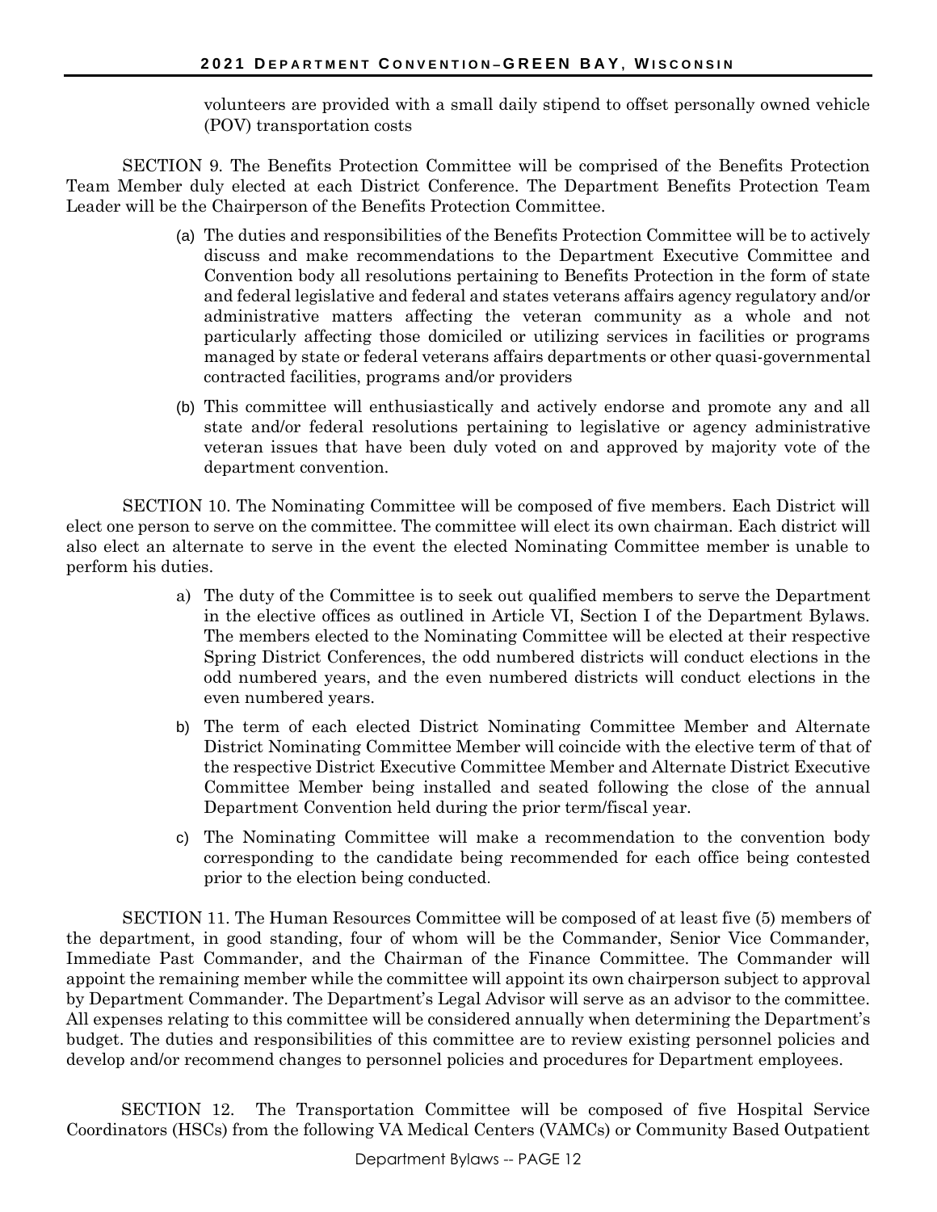volunteers are provided with a small daily stipend to offset personally owned vehicle (POV) transportation costs

SECTION 9. The Benefits Protection Committee will be comprised of the Benefits Protection Team Member duly elected at each District Conference. The Department Benefits Protection Team Leader will be the Chairperson of the Benefits Protection Committee.

(a) The duties and responsibilities of the Benefits Protection Committee will be to actively discuss and make recommendations to the Department Executive Committee and Convention body all resolutions pertaining to Benefits Protection in the form of state and federal legislative and federal and states veterans affairs agency regulatory and/or administrative matters affecting the veteran community as a whole and not particularly affecting those domiciled or utilizing services in facilities or programs managed by state or federal veterans affairs departments or other quasi-governmental contracted facilities, programs and/or providers

(b) This committee will enthusiastically and actively endorse and promote any and all state and/or federal resolutions pertaining to legislative or agency administrative veteran issues that have been duly voted on and approved by majority vote of the department convention.

SECTION 10. The Nominating Committee will be composed of five members. Each District will elect one person to serve on the committee. The committee will elect its own chairman. Each district will also elect an alternate to serve in the event the elected Nominating Committee member is unable to perform his duties.

a) The duty of the Committee is to seek out qualified members to serve the Department in the elective offices as outlined in Article VI, Section I of the Department Bylaws. The members elected to the Nominating Committee will be elected at their respective Spring District Conferences, the odd numbered districts will conduct elections in the odd numbered years, and the even numbered districts will conduct elections in the even numbered years.

b) The term of each elected District Nominating Committee Member and Alternate District Nominating Committee Member will coincide with the elective term of that of the respective District Executive Committee Member and Alternate District Executive Committee Member being installed and seated following the close of the annual Department Convention held during the prior term/fiscal year.

c) The Nominating Committee will make a recommendation to the convention body corresponding to the candidate being recommended for each office being contested prior to the election being conducted.

SECTION 11. The Human Resources Committee will be composed of at least five (5) members of the department, in good standing, four of whom will be the Commander, Senior Vice Commander, Immediate Past Commander, and the Chairman of the Finance Committee. The Commander will appoint the remaining member while the committee will appoint its own chairperson subject to approval by Department Commander. The Department's Legal Advisor will serve as an advisor to the committee. All expenses relating to this committee will be considered annually when determining the Department's budget. The duties and responsibilities of this committee are to review existing personnel policies and develop and/or recommend changes to personnel policies and procedures for Department employees.

SECTION 12. The Transportation Committee will be composed of five Hospital Service Coordinators (HSCs) from the following VA Medical Centers (VAMCs) or Community Based Outpatient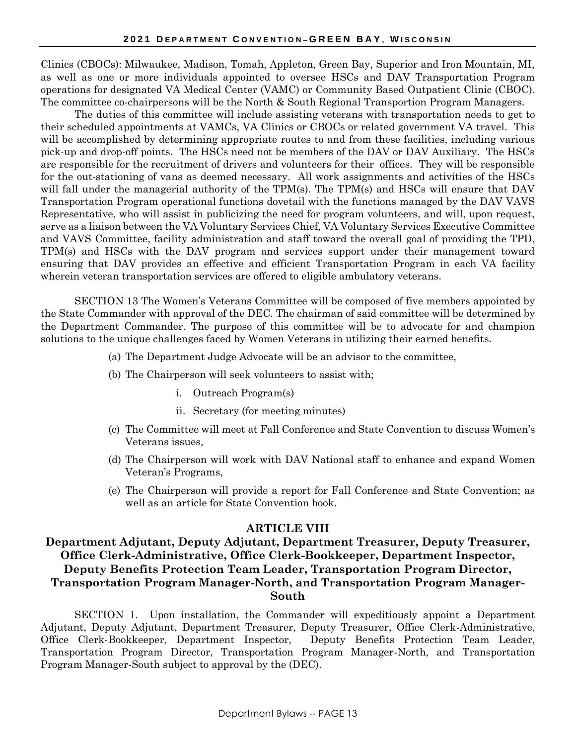Clinics (CBOCs): Milwaukee, Madison, Tomah, Appleton, Green Bay, Superior and Iron Mountain, MI, as well as one or more individuals appointed to oversee HSCs and DAV Transportation Program operations for designated VA Medical Center (VAMC) or Community Based Outpatient Clinic (CBOC). The committee co-chairpersons will be the North & South Regional Transportion Program Managers.

The duties of this committee will include assisting veterans with transportation needs to get to their scheduled appointments at VAMCs, VA Clinics or CBOCs or related government VA travel. This will be accomplished by determining appropriate routes to and from these facilities, including various pick-up and drop-off points. The HSCs need not be members of the DAV or DAV Auxiliary. The HSCs are responsible for the recruitment of drivers and volunteers for their offices. They will be responsible for the out-stationing of vans as deemed necessary. All work assignments and activities of the HSCs will fall under the managerial authority of the TPM(s). The TPM(s) and HSCs will ensure that DAV Transportation Program operational functions dovetail with the functions managed by the DAV VAVS Representative, who will assist in publicizing the need for program volunteers, and will, upon request, serve as a liaison between the VA Voluntary Services Chief, VA Voluntary Services Executive Committee and VAVS Committee, facility administration and staff toward the overall goal of providing the TPD, TPM(s) and HSCs with the DAV program and services support under their management toward ensuring that DAV provides an effective and efficient Transportation Program in each VA facility wherein veteran transportation services are offered to eligible ambulatory veterans.

SECTION 13 The Women's Veterans Committee will be composed of five members appointed by the State Commander with approval of the DEC. The chairman of said committee will be determined by the Department Commander. The purpose of this committee will be to advocate for and champion solutions to the unique challenges faced by Women Veterans in utilizing their earned benefits.

(a) The Department Judge Advocate will be an advisor to the committee,

(b) The Chairperson will seek volunteers to assist with;

  i. Outreach Program(s)

  ii. Secretary (for meeting minutes)

(c) The Committee will meet at Fall Conference and State Convention to discuss Women's Veterans issues,

(d) The Chairperson will work with DAV National staff to enhance and expand Women Veteran's Programs,

(e) The Chairperson will provide a report for Fall Conference and State Convention; as well as an article for State Convention book.

## ARTICLE VIII

## Department Adjutant, Deputy Adjutant, Department Treasurer, Deputy Treasurer, Office Clerk-Administrative, Office Clerk-Bookkeeper, Department Inspector, Deputy Benefits Protection Team Leader, Transportation Program Director, Transportation Program Manager-North, and Transportation Program Manager-South

SECTION 1. Upon installation, the Commander will expeditiously appoint a Department Adjutant, Deputy Adjutant, Department Treasurer, Deputy Treasurer, Office Clerk-Administrative, Office Clerk-Bookkeeper, Department Inspector, Deputy Benefits Protection Team Leader, Transportation Program Director, Transportation Program Manager-North, and Transportation Program Manager-South subject to approval by the (DEC).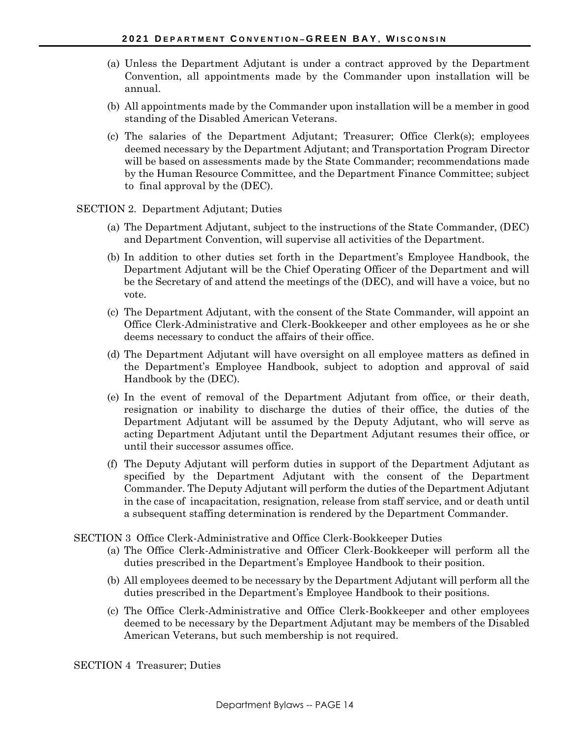(a) Unless the Department Adjutant is under a contract approved by the Department Convention, all appointments made by the Commander upon installation will be annual.

(b) All appointments made by the Commander upon installation will be a member in good standing of the Disabled American Veterans.

(c) The salaries of the Department Adjutant; Treasurer; Office Clerk(s); employees deemed necessary by the Department Adjutant; and Transportation Program Director will be based on assessments made by the State Commander; recommendations made by the Human Resource Committee, and the Department Finance Committee; subject to final approval by the (DEC).

SECTION 2. Department Adjutant; Duties

(a) The Department Adjutant, subject to the instructions of the State Commander, (DEC) and Department Convention, will supervise all activities of the Department.

(b) In addition to other duties set forth in the Department's Employee Handbook, the Department Adjutant will be the Chief Operating Officer of the Department and will be the Secretary of and attend the meetings of the (DEC), and will have a voice, but no vote.

(c) The Department Adjutant, with the consent of the State Commander, will appoint an Office Clerk-Administrative and Clerk-Bookkeeper and other employees as he or she deems necessary to conduct the affairs of their office.

(d) The Department Adjutant will have oversight on all employee matters as defined in the Department's Employee Handbook, subject to adoption and approval of said Handbook by the (DEC).

(e) In the event of removal of the Department Adjutant from office, or their death, resignation or inability to discharge the duties of their office, the duties of the Department Adjutant will be assumed by the Deputy Adjutant, who will serve as acting Department Adjutant until the Department Adjutant resumes their office, or until their successor assumes office.

(f) The Deputy Adjutant will perform duties in support of the Department Adjutant as specified by the Department Adjutant with the consent of the Department Commander. The Deputy Adjutant will perform the duties of the Department Adjutant in the case of incapacitation, resignation, release from staff service, and or death until a subsequent staffing determination is rendered by the Department Commander.

SECTION 3 Office Clerk-Administrative and Office Clerk-Bookkeeper Duties

(a) The Office Clerk-Administrative and Officer Clerk-Bookkeeper will perform all the duties prescribed in the Department's Employee Handbook to their position.

(b) All employees deemed to be necessary by the Department Adjutant will perform all the duties prescribed in the Department's Employee Handbook to their positions.

(c) The Office Clerk-Administrative and Office Clerk-Bookkeeper and other employees deemed to be necessary by the Department Adjutant may be members of the Disabled American Veterans, but such membership is not required.

SECTION 4 Treasurer; Duties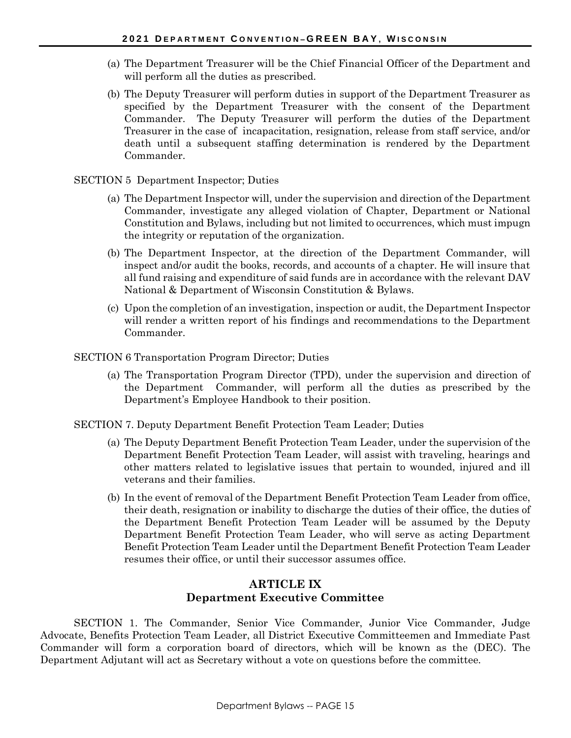(a) The Department Treasurer will be the Chief Financial Officer of the Department and will perform all the duties as prescribed.

(b) The Deputy Treasurer will perform duties in support of the Department Treasurer as specified by the Department Treasurer with the consent of the Department Commander. The Deputy Treasurer will perform the duties of the Department Treasurer in the case of incapacitation, resignation, release from staff service, and/or death until a subsequent staffing determination is rendered by the Department Commander.

SECTION 5 Department Inspector; Duties

(a) The Department Inspector will, under the supervision and direction of the Department Commander, investigate any alleged violation of Chapter, Department or National Constitution and Bylaws, including but not limited to occurrences, which must impugn the integrity or reputation of the organization.

(b) The Department Inspector, at the direction of the Department Commander, will inspect and/or audit the books, records, and accounts of a chapter. He will insure that all fund raising and expenditure of said funds are in accordance with the relevant DAV National & Department of Wisconsin Constitution & Bylaws.

(c) Upon the completion of an investigation, inspection or audit, the Department Inspector will render a written report of his findings and recommendations to the Department Commander.

SECTION 6 Transportation Program Director; Duties

(a) The Transportation Program Director (TPD), under the supervision and direction of the Department Commander, will perform all the duties as prescribed by the Department's Employee Handbook to their position.

SECTION 7. Deputy Department Benefit Protection Team Leader; Duties

(a) The Deputy Department Benefit Protection Team Leader, under the supervision of the Department Benefit Protection Team Leader, will assist with traveling, hearings and other matters related to legislative issues that pertain to wounded, injured and ill veterans and their families.

(b) In the event of removal of the Department Benefit Protection Team Leader from office, their death, resignation or inability to discharge the duties of their office, the duties of the Department Benefit Protection Team Leader will be assumed by the Deputy Department Benefit Protection Team Leader, who will serve as acting Department Benefit Protection Team Leader until the Department Benefit Protection Team Leader resumes their office, or until their successor assumes office.

## ARTICLE IX
## Department Executive Committee

SECTION 1. The Commander, Senior Vice Commander, Junior Vice Commander, Judge Advocate, Benefits Protection Team Leader, all District Executive Committeemen and Immediate Past Commander will form a corporation board of directors, which will be known as the (DEC). The Department Adjutant will act as Secretary without a vote on questions before the committee.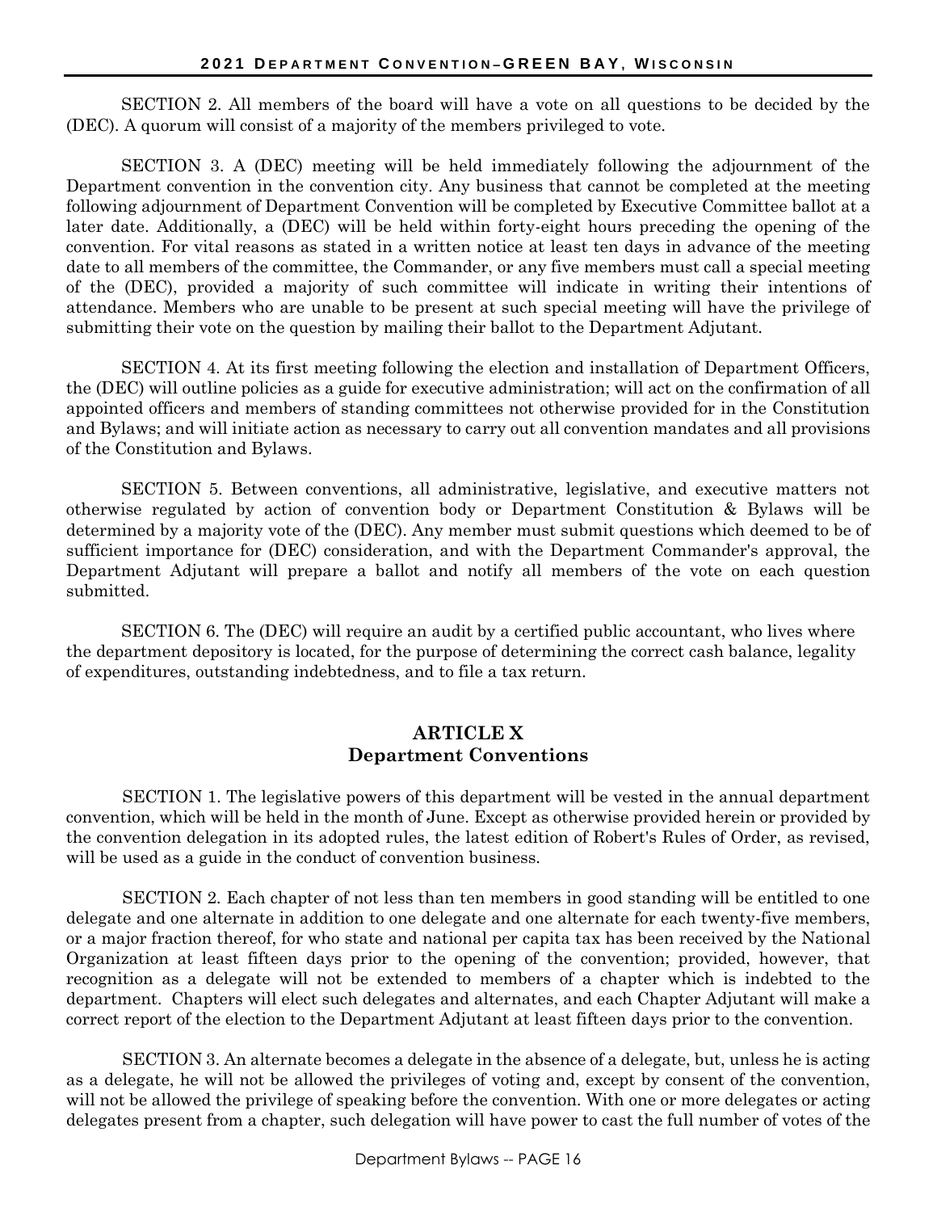SECTION 2. All members of the board will have a vote on all questions to be decided by the (DEC). A quorum will consist of a majority of the members privileged to vote.

SECTION 3. A (DEC) meeting will be held immediately following the adjournment of the Department convention in the convention city. Any business that cannot be completed at the meeting following adjournment of Department Convention will be completed by Executive Committee ballot at a later date. Additionally, a (DEC) will be held within forty-eight hours preceding the opening of the convention. For vital reasons as stated in a written notice at least ten days in advance of the meeting date to all members of the committee, the Commander, or any five members must call a special meeting of the (DEC), provided a majority of such committee will indicate in writing their intentions of attendance. Members who are unable to be present at such special meeting will have the privilege of submitting their vote on the question by mailing their ballot to the Department Adjutant.

SECTION 4. At its first meeting following the election and installation of Department Officers, the (DEC) will outline policies as a guide for executive administration; will act on the confirmation of all appointed officers and members of standing committees not otherwise provided for in the Constitution and Bylaws; and will initiate action as necessary to carry out all convention mandates and all provisions of the Constitution and Bylaws.

SECTION 5. Between conventions, all administrative, legislative, and executive matters not otherwise regulated by action of convention body or Department Constitution & Bylaws will be determined by a majority vote of the (DEC). Any member must submit questions which deemed to be of sufficient importance for (DEC) consideration, and with the Department Commander's approval, the Department Adjutant will prepare a ballot and notify all members of the vote on each question submitted.

SECTION 6. The (DEC) will require an audit by a certified public accountant, who lives where the department depository is located, for the purpose of determining the correct cash balance, legality of expenditures, outstanding indebtedness, and to file a tax return.

## ARTICLE X
## Department Conventions

SECTION 1. The legislative powers of this department will be vested in the annual department convention, which will be held in the month of June. Except as otherwise provided herein or provided by the convention delegation in its adopted rules, the latest edition of Robert's Rules of Order, as revised, will be used as a guide in the conduct of convention business.

SECTION 2. Each chapter of not less than ten members in good standing will be entitled to one delegate and one alternate in addition to one delegate and one alternate for each twenty-five members, or a major fraction thereof, for who state and national per capita tax has been received by the National Organization at least fifteen days prior to the opening of the convention; provided, however, that recognition as a delegate will not be extended to members of a chapter which is indebted to the department. Chapters will elect such delegates and alternates, and each Chapter Adjutant will make a correct report of the election to the Department Adjutant at least fifteen days prior to the convention.

SECTION 3. An alternate becomes a delegate in the absence of a delegate, but, unless he is acting as a delegate, he will not be allowed the privileges of voting and, except by consent of the convention, will not be allowed the privilege of speaking before the convention. With one or more delegates or acting delegates present from a chapter, such delegation will have power to cast the full number of votes of the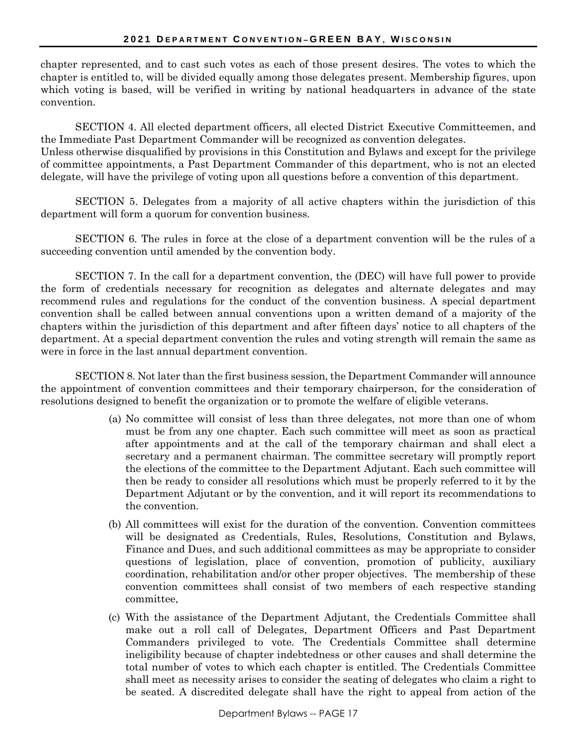chapter represented, and to cast such votes as each of those present desires. The votes to which the chapter is entitled to, will be divided equally among those delegates present. Membership figures, upon which voting is based, will be verified in writing by national headquarters in advance of the state convention.

SECTION 4. All elected department officers, all elected District Executive Committeemen, and the Immediate Past Department Commander will be recognized as convention delegates.
Unless otherwise disqualified by provisions in this Constitution and Bylaws and except for the privilege of committee appointments, a Past Department Commander of this department, who is not an elected delegate, will have the privilege of voting upon all questions before a convention of this department.

SECTION 5. Delegates from a majority of all active chapters within the jurisdiction of this department will form a quorum for convention business.

SECTION 6. The rules in force at the close of a department convention will be the rules of a succeeding convention until amended by the convention body.

SECTION 7. In the call for a department convention, the (DEC) will have full power to provide the form of credentials necessary for recognition as delegates and alternate delegates and may recommend rules and regulations for the conduct of the convention business. A special department convention shall be called between annual conventions upon a written demand of a majority of the chapters within the jurisdiction of this department and after fifteen days' notice to all chapters of the department. At a special department convention the rules and voting strength will remain the same as were in force in the last annual department convention.

SECTION 8. Not later than the first business session, the Department Commander will announce the appointment of convention committees and their temporary chairperson, for the consideration of resolutions designed to benefit the organization or to promote the welfare of eligible veterans.

(a) No committee will consist of less than three delegates, not more than one of whom must be from any one chapter. Each such committee will meet as soon as practical after appointments and at the call of the temporary chairman and shall elect a secretary and a permanent chairman. The committee secretary will promptly report the elections of the committee to the Department Adjutant. Each such committee will then be ready to consider all resolutions which must be properly referred to it by the Department Adjutant or by the convention, and it will report its recommendations to the convention.

(b) All committees will exist for the duration of the convention. Convention committees will be designated as Credentials, Rules, Resolutions, Constitution and Bylaws, Finance and Dues, and such additional committees as may be appropriate to consider questions of legislation, place of convention, promotion of publicity, auxiliary coordination, rehabilitation and/or other proper objectives. The membership of these convention committees shall consist of two members of each respective standing committee,

(c) With the assistance of the Department Adjutant, the Credentials Committee shall make out a roll call of Delegates, Department Officers and Past Department Commanders privileged to vote. The Credentials Committee shall determine ineligibility because of chapter indebtedness or other causes and shall determine the total number of votes to which each chapter is entitled. The Credentials Committee shall meet as necessity arises to consider the seating of delegates who claim a right to be seated. A discredited delegate shall have the right to appeal from action of the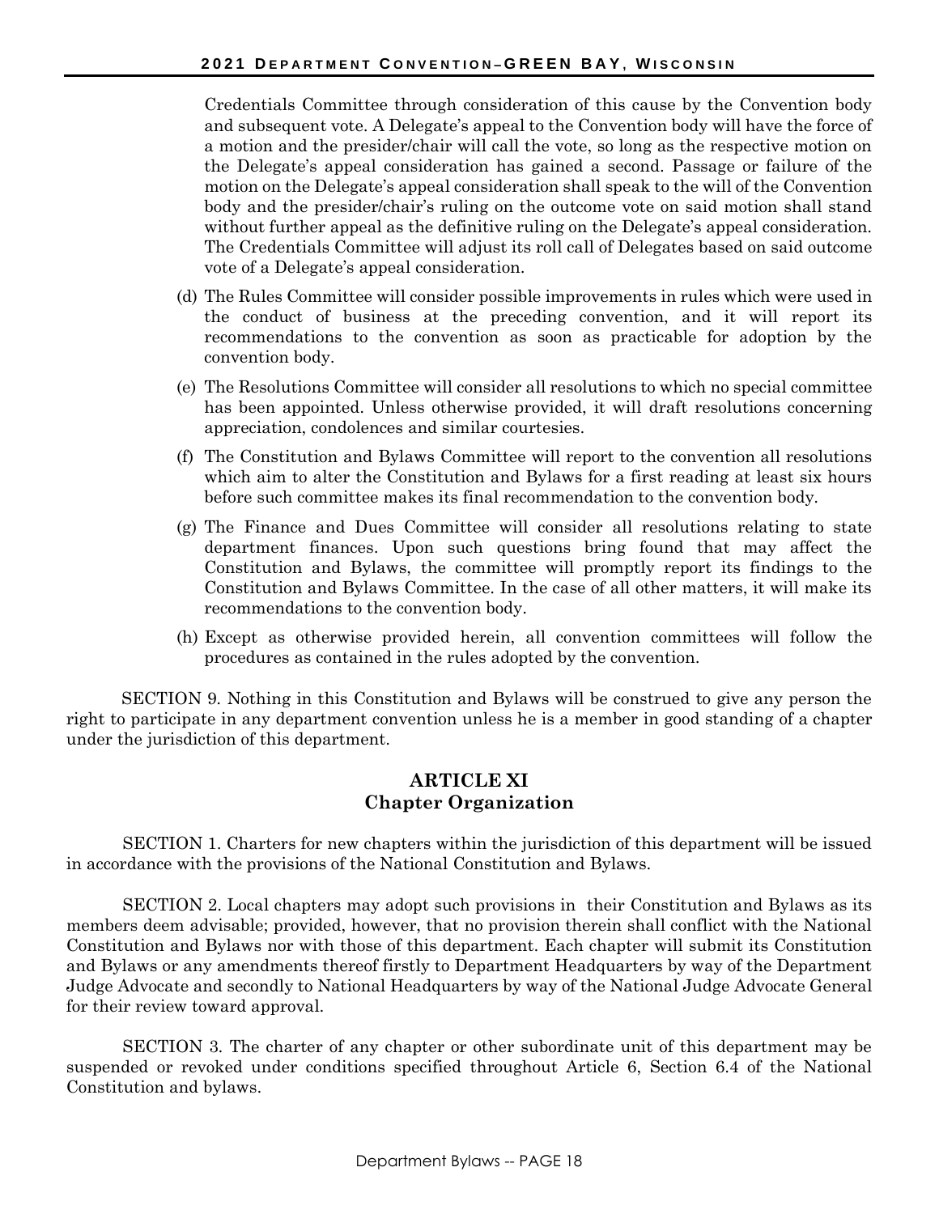Credentials Committee through consideration of this cause by the Convention body and subsequent vote. A Delegate's appeal to the Convention body will have the force of a motion and the presider/chair will call the vote, so long as the respective motion on the Delegate's appeal consideration has gained a second. Passage or failure of the motion on the Delegate's appeal consideration shall speak to the will of the Convention body and the presider/chair's ruling on the outcome vote on said motion shall stand without further appeal as the definitive ruling on the Delegate's appeal consideration. The Credentials Committee will adjust its roll call of Delegates based on said outcome vote of a Delegate's appeal consideration.

(d) The Rules Committee will consider possible improvements in rules which were used in the conduct of business at the preceding convention, and it will report its recommendations to the convention as soon as practicable for adoption by the convention body.

(e) The Resolutions Committee will consider all resolutions to which no special committee has been appointed. Unless otherwise provided, it will draft resolutions concerning appreciation, condolences and similar courtesies.

(f) The Constitution and Bylaws Committee will report to the convention all resolutions which aim to alter the Constitution and Bylaws for a first reading at least six hours before such committee makes its final recommendation to the convention body.

(g) The Finance and Dues Committee will consider all resolutions relating to state department finances. Upon such questions bring found that may affect the Constitution and Bylaws, the committee will promptly report its findings to the Constitution and Bylaws Committee. In the case of all other matters, it will make its recommendations to the convention body.

(h) Except as otherwise provided herein, all convention committees will follow the procedures as contained in the rules adopted by the convention.

SECTION 9. Nothing in this Constitution and Bylaws will be construed to give any person the right to participate in any department convention unless he is a member in good standing of a chapter under the jurisdiction of this department.

## ARTICLE XI
## Chapter Organization

SECTION 1. Charters for new chapters within the jurisdiction of this department will be issued in accordance with the provisions of the National Constitution and Bylaws.

SECTION 2. Local chapters may adopt such provisions in their Constitution and Bylaws as its members deem advisable; provided, however, that no provision therein shall conflict with the National Constitution and Bylaws nor with those of this department. Each chapter will submit its Constitution and Bylaws or any amendments thereof firstly to Department Headquarters by way of the Department Judge Advocate and secondly to National Headquarters by way of the National Judge Advocate General for their review toward approval.

SECTION 3. The charter of any chapter or other subordinate unit of this department may be suspended or revoked under conditions specified throughout Article 6, Section 6.4 of the National Constitution and bylaws.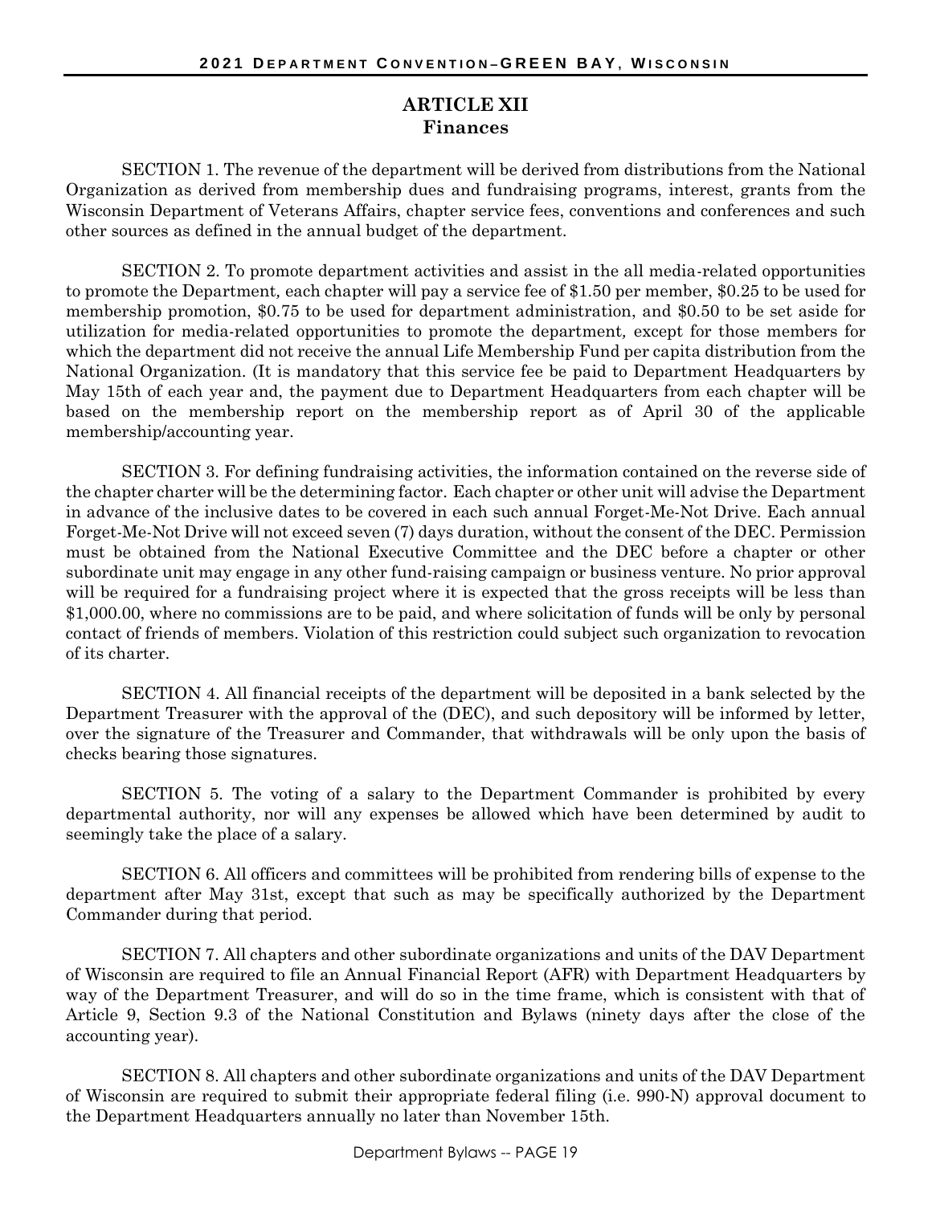## ARTICLE XII
### Finances

SECTION 1. The revenue of the department will be derived from distributions from the National Organization as derived from membership dues and fundraising programs, interest, grants from the Wisconsin Department of Veterans Affairs, chapter service fees, conventions and conferences and such other sources as defined in the annual budget of the department.

SECTION 2. To promote department activities and assist in the all media-related opportunities to promote the Department, each chapter will pay a service fee of $1.50 per member, $0.25 to be used for membership promotion, $0.75 to be used for department administration, and $0.50 to be set aside for utilization for media-related opportunities to promote the department, except for those members for which the department did not receive the annual Life Membership Fund per capita distribution from the National Organization. (It is mandatory that this service fee be paid to Department Headquarters by May 15th of each year and, the payment due to Department Headquarters from each chapter will be based on the membership report on the membership report as of April 30 of the applicable membership/accounting year.

SECTION 3. For defining fundraising activities, the information contained on the reverse side of the chapter charter will be the determining factor. Each chapter or other unit will advise the Department in advance of the inclusive dates to be covered in each such annual Forget-Me-Not Drive. Each annual Forget-Me-Not Drive will not exceed seven (7) days duration, without the consent of the DEC. Permission must be obtained from the National Executive Committee and the DEC before a chapter or other subordinate unit may engage in any other fund-raising campaign or business venture. No prior approval will be required for a fundraising project where it is expected that the gross receipts will be less than $1,000.00, where no commissions are to be paid, and where solicitation of funds will be only by personal contact of friends of members. Violation of this restriction could subject such organization to revocation of its charter.

SECTION 4. All financial receipts of the department will be deposited in a bank selected by the Department Treasurer with the approval of the (DEC), and such depository will be informed by letter, over the signature of the Treasurer and Commander, that withdrawals will be only upon the basis of checks bearing those signatures.

SECTION 5. The voting of a salary to the Department Commander is prohibited by every departmental authority, nor will any expenses be allowed which have been determined by audit to seemingly take the place of a salary.

SECTION 6. All officers and committees will be prohibited from rendering bills of expense to the department after May 31st, except that such as may be specifically authorized by the Department Commander during that period.

SECTION 7. All chapters and other subordinate organizations and units of the DAV Department of Wisconsin are required to file an Annual Financial Report (AFR) with Department Headquarters by way of the Department Treasurer, and will do so in the time frame, which is consistent with that of Article 9, Section 9.3 of the National Constitution and Bylaws (ninety days after the close of the accounting year).

SECTION 8. All chapters and other subordinate organizations and units of the DAV Department of Wisconsin are required to submit their appropriate federal filing (i.e. 990-N) approval document to the Department Headquarters annually no later than November 15th.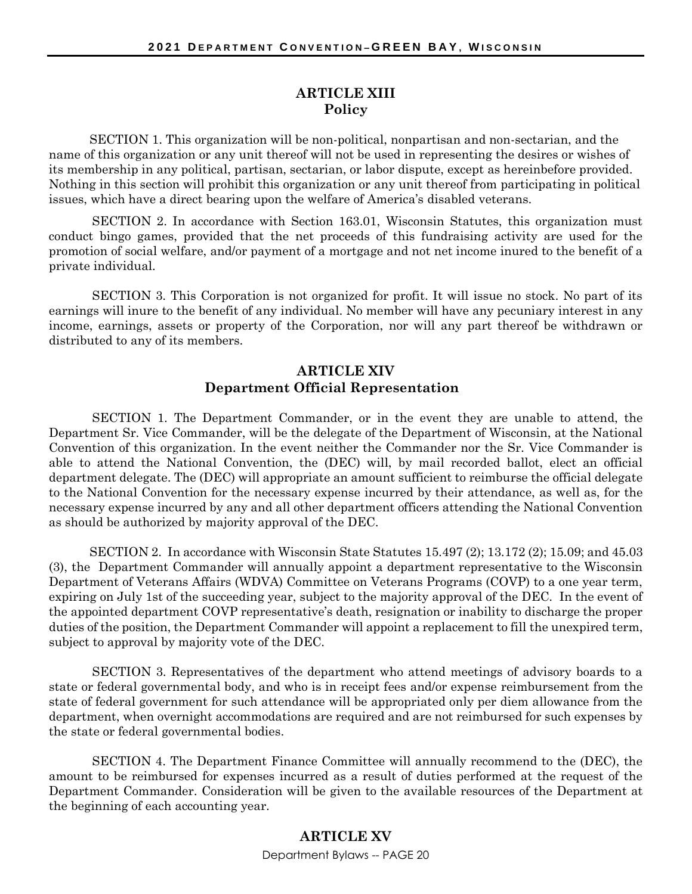## ARTICLE XIII
### Policy

SECTION 1. This organization will be non-political, nonpartisan and non-sectarian, and the name of this organization or any unit thereof will not be used in representing the desires or wishes of its membership in any political, partisan, sectarian, or labor dispute, except as hereinbefore provided. Nothing in this section will prohibit this organization or any unit thereof from participating in political issues, which have a direct bearing upon the welfare of America's disabled veterans.

SECTION 2. In accordance with Section 163.01, Wisconsin Statutes, this organization must conduct bingo games, provided that the net proceeds of this fundraising activity are used for the promotion of social welfare, and/or payment of a mortgage and not net income inured to the benefit of a private individual.

SECTION 3. This Corporation is not organized for profit. It will issue no stock. No part of its earnings will inure to the benefit of any individual. No member will have any pecuniary interest in any income, earnings, assets or property of the Corporation, nor will any part thereof be withdrawn or distributed to any of its members.

## ARTICLE XIV
### Department Official Representation

SECTION 1. The Department Commander, or in the event they are unable to attend, the Department Sr. Vice Commander, will be the delegate of the Department of Wisconsin, at the National Convention of this organization. In the event neither the Commander nor the Sr. Vice Commander is able to attend the National Convention, the (DEC) will, by mail recorded ballot, elect an official department delegate. The (DEC) will appropriate an amount sufficient to reimburse the official delegate to the National Convention for the necessary expense incurred by their attendance, as well as, for the necessary expense incurred by any and all other department officers attending the National Convention as should be authorized by majority approval of the DEC.

SECTION 2. In accordance with Wisconsin State Statutes 15.497 (2); 13.172 (2); 15.09; and 45.03 (3), the Department Commander will annually appoint a department representative to the Wisconsin Department of Veterans Affairs (WDVA) Committee on Veterans Programs (COVP) to a one year term, expiring on July 1st of the succeeding year, subject to the majority approval of the DEC. In the event of the appointed department COVP representative's death, resignation or inability to discharge the proper duties of the position, the Department Commander will appoint a replacement to fill the unexpired term, subject to approval by majority vote of the DEC.

SECTION 3. Representatives of the department who attend meetings of advisory boards to a state or federal governmental body, and who is in receipt fees and/or expense reimbursement from the state of federal government for such attendance will be appropriated only per diem allowance from the department, when overnight accommodations are required and are not reimbursed for such expenses by the state or federal governmental bodies.

SECTION 4. The Department Finance Committee will annually recommend to the (DEC), the amount to be reimbursed for expenses incurred as a result of duties performed at the request of the Department Commander. Consideration will be given to the available resources of the Department at the beginning of each accounting year.

## ARTICLE XV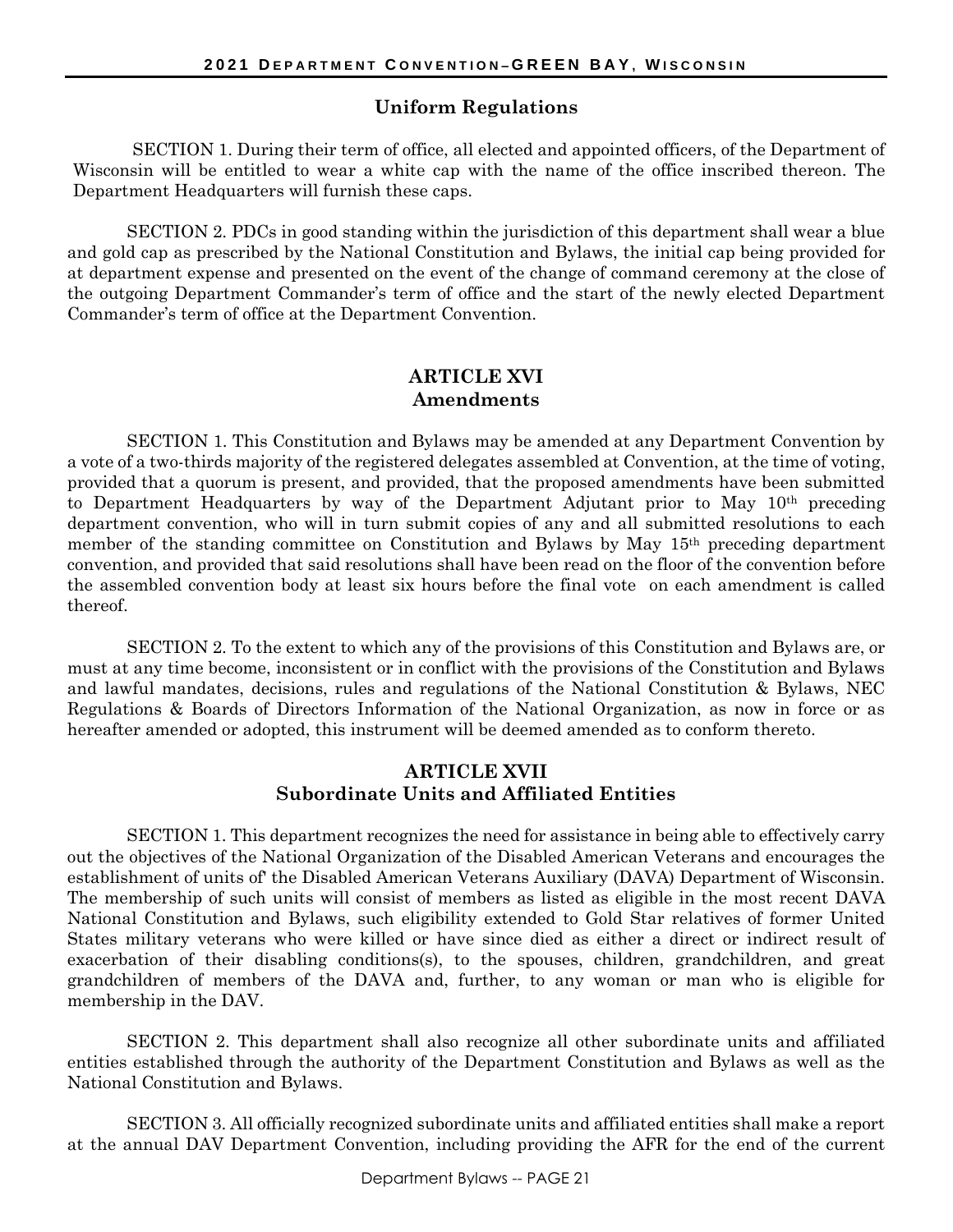### Uniform Regulations

SECTION 1. During their term of office, all elected and appointed officers, of the Department of Wisconsin will be entitled to wear a white cap with the name of the office inscribed thereon. The Department Headquarters will furnish these caps.

SECTION 2. PDCs in good standing within the jurisdiction of this department shall wear a blue and gold cap as prescribed by the National Constitution and Bylaws, the initial cap being provided for at department expense and presented on the event of the change of command ceremony at the close of the outgoing Department Commander's term of office and the start of the newly elected Department Commander's term of office at the Department Convention.

## ARTICLE XVI
## Amendments

SECTION 1. This Constitution and Bylaws may be amended at any Department Convention by a vote of a two-thirds majority of the registered delegates assembled at Convention, at the time of voting, provided that a quorum is present, and provided, that the proposed amendments have been submitted to Department Headquarters by way of the Department Adjutant prior to May 10th preceding department convention, who will in turn submit copies of any and all submitted resolutions to each member of the standing committee on Constitution and Bylaws by May 15th preceding department convention, and provided that said resolutions shall have been read on the floor of the convention before the assembled convention body at least six hours before the final vote on each amendment is called thereof.

SECTION 2. To the extent to which any of the provisions of this Constitution and Bylaws are, or must at any time become, inconsistent or in conflict with the provisions of the Constitution and Bylaws and lawful mandates, decisions, rules and regulations of the National Constitution & Bylaws, NEC Regulations & Boards of Directors Information of the National Organization, as now in force or as hereafter amended or adopted, this instrument will be deemed amended as to conform thereto.

## ARTICLE XVII
## Subordinate Units and Affiliated Entities

SECTION 1. This department recognizes the need for assistance in being able to effectively carry out the objectives of the National Organization of the Disabled American Veterans and encourages the establishment of units of' the Disabled American Veterans Auxiliary (DAVA) Department of Wisconsin. The membership of such units will consist of members as listed as eligible in the most recent DAVA National Constitution and Bylaws, such eligibility extended to Gold Star relatives of former United States military veterans who were killed or have since died as either a direct or indirect result of exacerbation of their disabling conditions(s), to the spouses, children, grandchildren, and great grandchildren of members of the DAVA and, further, to any woman or man who is eligible for membership in the DAV.

SECTION 2. This department shall also recognize all other subordinate units and affiliated entities established through the authority of the Department Constitution and Bylaws as well as the National Constitution and Bylaws.

SECTION 3. All officially recognized subordinate units and affiliated entities shall make a report at the annual DAV Department Convention, including providing the AFR for the end of the current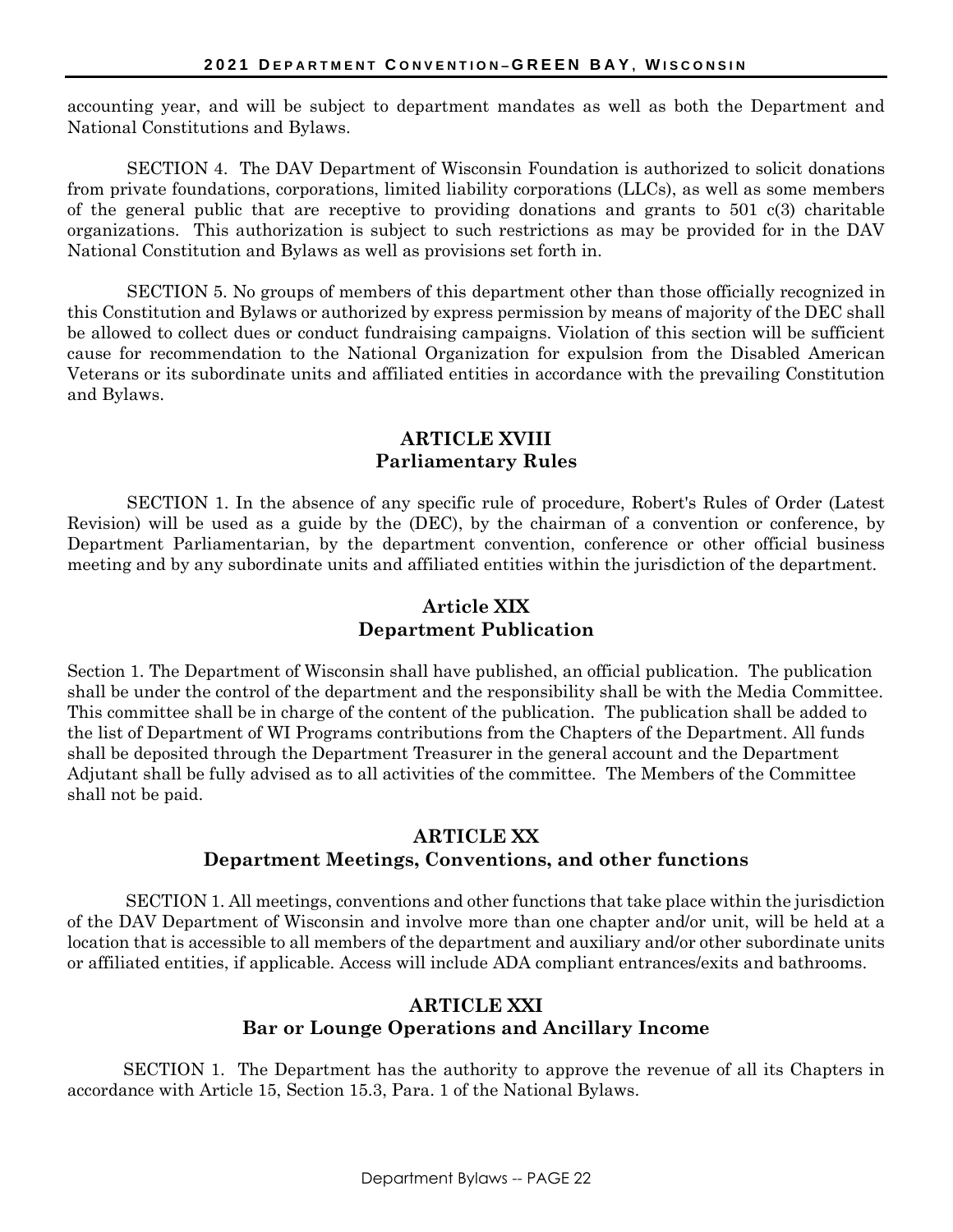accounting year, and will be subject to department mandates as well as both the Department and National Constitutions and Bylaws.

SECTION 4. The DAV Department of Wisconsin Foundation is authorized to solicit donations from private foundations, corporations, limited liability corporations (LLCs), as well as some members of the general public that are receptive to providing donations and grants to 501 c(3) charitable organizations. This authorization is subject to such restrictions as may be provided for in the DAV National Constitution and Bylaws as well as provisions set forth in.

SECTION 5. No groups of members of this department other than those officially recognized in this Constitution and Bylaws or authorized by express permission by means of majority of the DEC shall be allowed to collect dues or conduct fundraising campaigns. Violation of this section will be sufficient cause for recommendation to the National Organization for expulsion from the Disabled American Veterans or its subordinate units and affiliated entities in accordance with the prevailing Constitution and Bylaws.

## ARTICLE XVIII
## Parliamentary Rules

SECTION 1. In the absence of any specific rule of procedure, Robert's Rules of Order (Latest Revision) will be used as a guide by the (DEC), by the chairman of a convention or conference, by Department Parliamentarian, by the department convention, conference or other official business meeting and by any subordinate units and affiliated entities within the jurisdiction of the department.

## Article XIX
## Department Publication

Section 1. The Department of Wisconsin shall have published, an official publication. The publication shall be under the control of the department and the responsibility shall be with the Media Committee. This committee shall be in charge of the content of the publication. The publication shall be added to the list of Department of WI Programs contributions from the Chapters of the Department. All funds shall be deposited through the Department Treasurer in the general account and the Department Adjutant shall be fully advised as to all activities of the committee. The Members of the Committee shall not be paid.

## ARTICLE XX
## Department Meetings, Conventions, and other functions

SECTION 1. All meetings, conventions and other functions that take place within the jurisdiction of the DAV Department of Wisconsin and involve more than one chapter and/or unit, will be held at a location that is accessible to all members of the department and auxiliary and/or other subordinate units or affiliated entities, if applicable. Access will include ADA compliant entrances/exits and bathrooms.

## ARTICLE XXI
## Bar or Lounge Operations and Ancillary Income

SECTION 1. The Department has the authority to approve the revenue of all its Chapters in accordance with Article 15, Section 15.3, Para. 1 of the National Bylaws.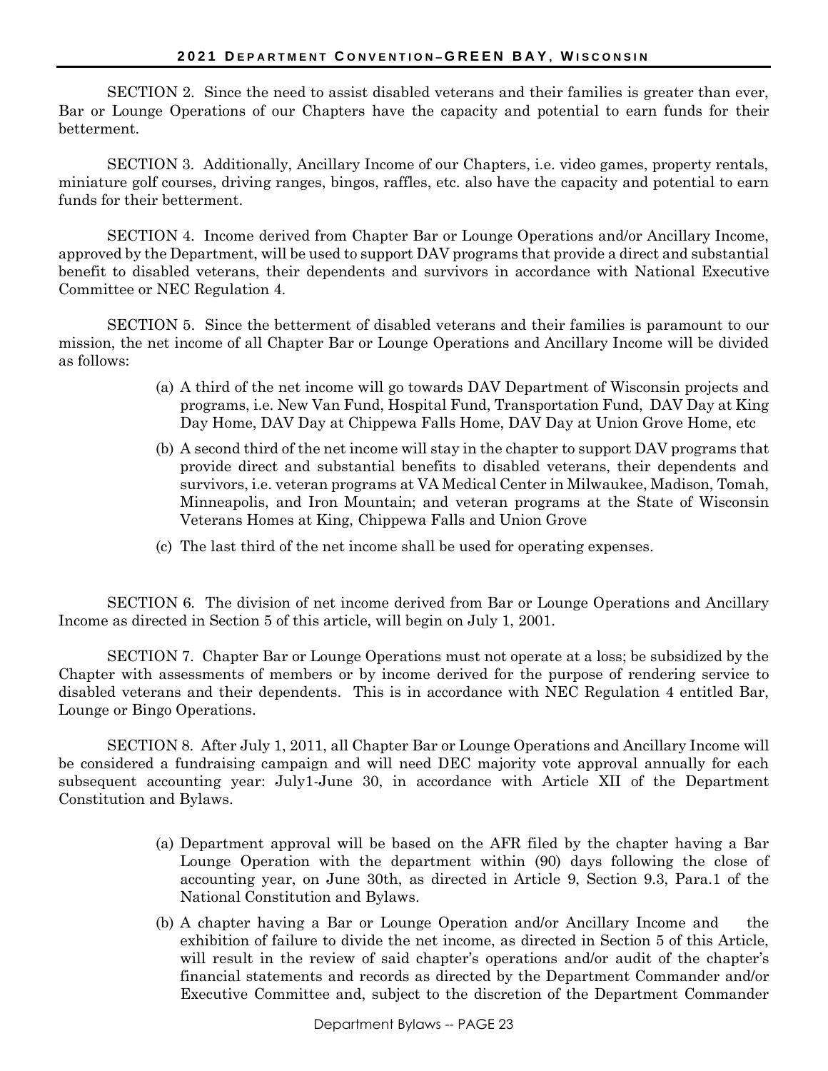SECTION 2. Since the need to assist disabled veterans and their families is greater than ever, Bar or Lounge Operations of our Chapters have the capacity and potential to earn funds for their betterment.

SECTION 3. Additionally, Ancillary Income of our Chapters, i.e. video games, property rentals, miniature golf courses, driving ranges, bingos, raffles, etc. also have the capacity and potential to earn funds for their betterment.

SECTION 4. Income derived from Chapter Bar or Lounge Operations and/or Ancillary Income, approved by the Department, will be used to support DAV programs that provide a direct and substantial benefit to disabled veterans, their dependents and survivors in accordance with National Executive Committee or NEC Regulation 4.

SECTION 5. Since the betterment of disabled veterans and their families is paramount to our mission, the net income of all Chapter Bar or Lounge Operations and Ancillary Income will be divided as follows:

(a) A third of the net income will go towards DAV Department of Wisconsin projects and programs, i.e. New Van Fund, Hospital Fund, Transportation Fund, DAV Day at King Day Home, DAV Day at Chippewa Falls Home, DAV Day at Union Grove Home, etc

(b) A second third of the net income will stay in the chapter to support DAV programs that provide direct and substantial benefits to disabled veterans, their dependents and survivors, i.e. veteran programs at VA Medical Center in Milwaukee, Madison, Tomah, Minneapolis, and Iron Mountain; and veteran programs at the State of Wisconsin Veterans Homes at King, Chippewa Falls and Union Grove

(c) The last third of the net income shall be used for operating expenses.

SECTION 6. The division of net income derived from Bar or Lounge Operations and Ancillary Income as directed in Section 5 of this article, will begin on July 1, 2001.

SECTION 7. Chapter Bar or Lounge Operations must not operate at a loss; be subsidized by the Chapter with assessments of members or by income derived for the purpose of rendering service to disabled veterans and their dependents. This is in accordance with NEC Regulation 4 entitled Bar, Lounge or Bingo Operations.

SECTION 8. After July 1, 2011, all Chapter Bar or Lounge Operations and Ancillary Income will be considered a fundraising campaign and will need DEC majority vote approval annually for each subsequent accounting year: July1-June 30, in accordance with Article XII of the Department Constitution and Bylaws.

(a) Department approval will be based on the AFR filed by the chapter having a Bar Lounge Operation with the department within (90) days following the close of accounting year, on June 30th, as directed in Article 9, Section 9.3, Para.1 of the National Constitution and Bylaws.

(b) A chapter having a Bar or Lounge Operation and/or Ancillary Income and the exhibition of failure to divide the net income, as directed in Section 5 of this Article, will result in the review of said chapter's operations and/or audit of the chapter's financial statements and records as directed by the Department Commander and/or Executive Committee and, subject to the discretion of the Department Commander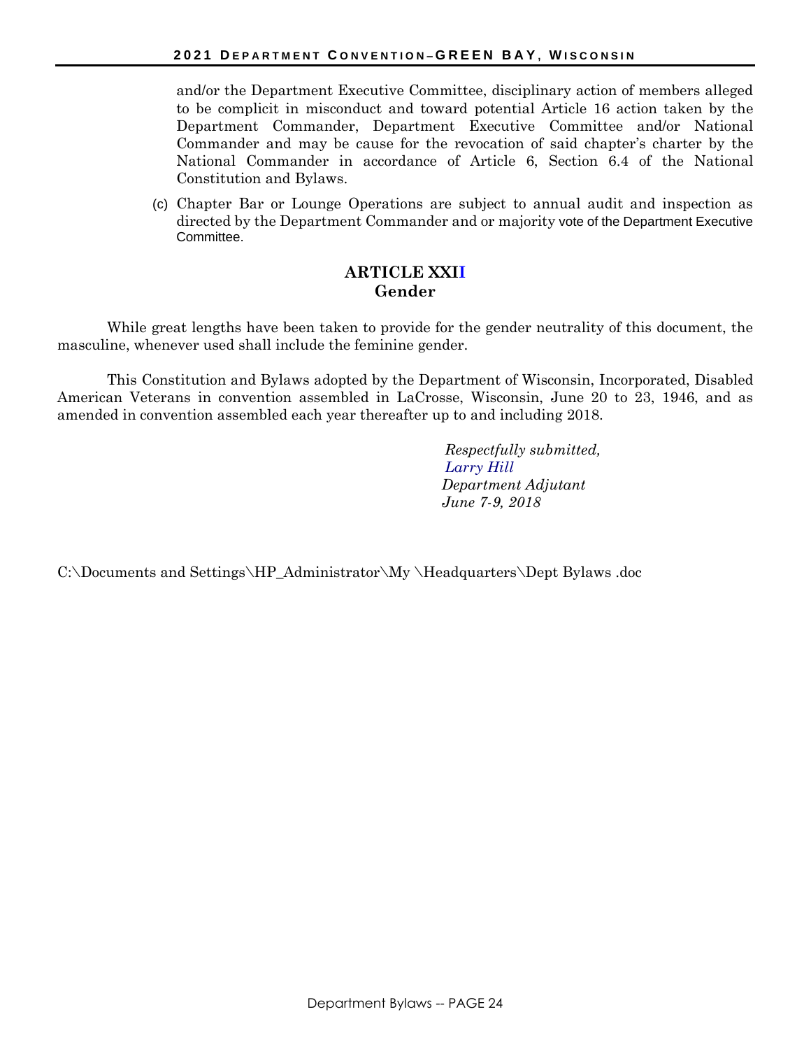and/or the Department Executive Committee, disciplinary action of members alleged to be complicit in misconduct and toward potential Article 16 action taken by the Department Commander, Department Executive Committee and/or National Commander and may be cause for the revocation of said chapter's charter by the National Commander in accordance of Article 6, Section 6.4 of the National Constitution and Bylaws.

(c) Chapter Bar or Lounge Operations are subject to annual audit and inspection as directed by the Department Commander and or majority vote of the Department Executive Committee.

## ARTICLE XXII
## Gender

While great lengths have been taken to provide for the gender neutrality of this document, the masculine, whenever used shall include the feminine gender.

This Constitution and Bylaws adopted by the Department of Wisconsin, Incorporated, Disabled American Veterans in convention assembled in LaCrosse, Wisconsin, June 20 to 23, 1946, and as amended in convention assembled each year thereafter up to and including 2018.

*Respectfully submitted,*
*Larry Hill*
*Department Adjutant*
*June 7-9, 2018*

C:\Documents and Settings\HP_Administrator\My \Headquarters\Dept Bylaws .doc